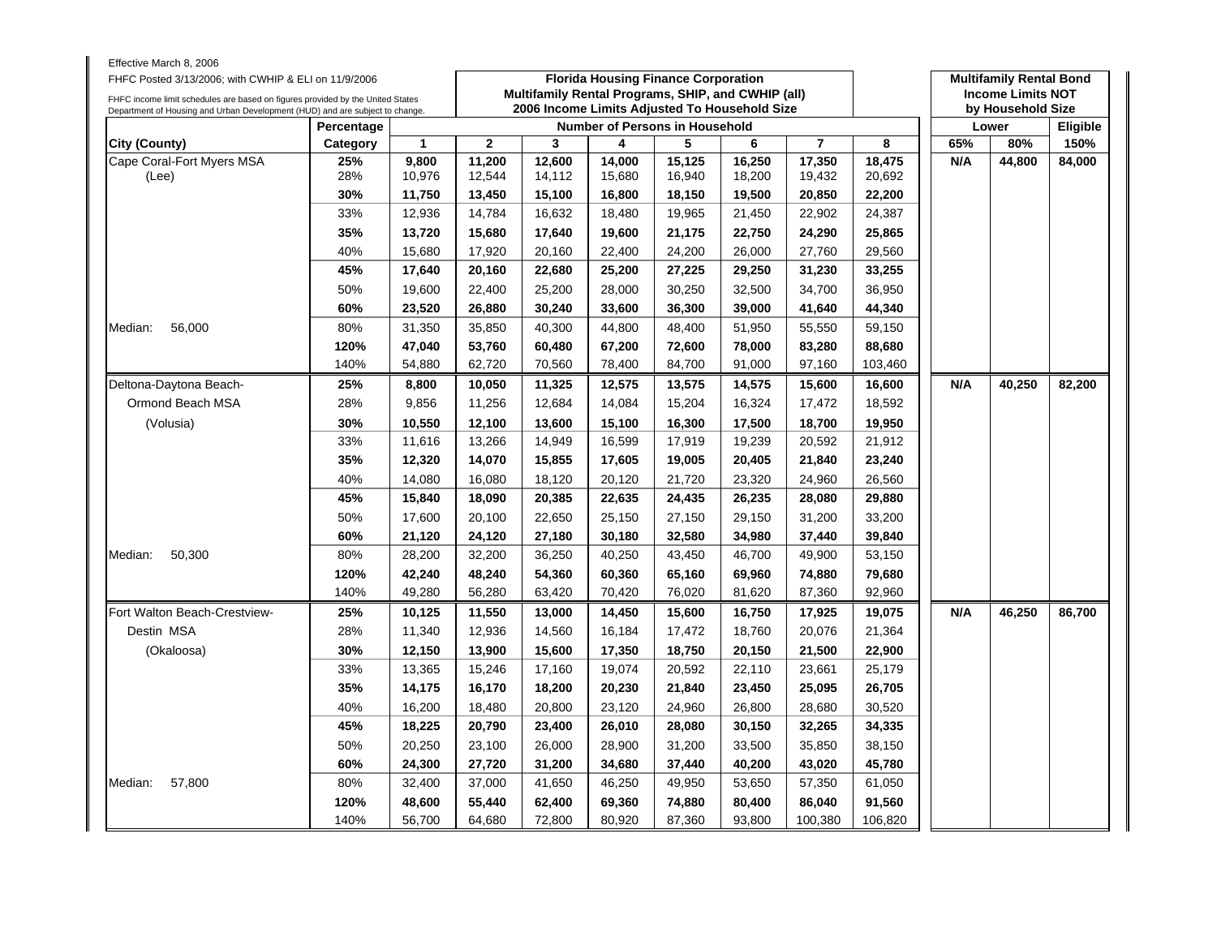Effective March 8, 2006

FHFC Posted 3/13/2006; with CWHIP & ELI on 11/9/2006

FHFC income limit schedules are based on figures provided by the United States Department of Housing and Urban Development (HUD) and are subject to change.

**Florida Housing Finance Corporation**
**Multifamily Rental Programs, SHIP, and CWHIP (all)**
**2006 Income Limits Adjusted To Household Size**

**Multifamily Rental Bond Income Limits NOT by Household Size**

| City (County) | Percentage Category | Number of Persons in Household: 1 | 2 | 3 | 4 | 5 | 6 | 7 | 8 | Lower: 65% | 80% | Eligible: 150% |
|---|---|---|---|---|---|---|---|---|---|---|---|---|
| Cape Coral-Fort Myers MSA | **25%** | **9,800** | **11,200** | **12,600** | **14,000** | **15,125** | **16,250** | **17,350** | **18,475** | **N/A** | **44,800** | **84,000** |
| (Lee) | 28% | 10,976 | 12,544 | 14,112 | 15,680 | 16,940 | 18,200 | 19,432 | 20,692 | | | |
| | **30%** | **11,750** | **13,450** | **15,100** | **16,800** | **18,150** | **19,500** | **20,850** | **22,200** | | | |
| | 33% | 12,936 | 14,784 | 16,632 | 18,480 | 19,965 | 21,450 | 22,902 | 24,387 | | | |
| | **35%** | **13,720** | **15,680** | **17,640** | **19,600** | **21,175** | **22,750** | **24,290** | **25,865** | | | |
| | 40% | 15,680 | 17,920 | 20,160 | 22,400 | 24,200 | 26,000 | 27,760 | 29,560 | | | |
| | **45%** | **17,640** | **20,160** | **22,680** | **25,200** | **27,225** | **29,250** | **31,230** | **33,255** | | | |
| | 50% | 19,600 | 22,400 | 25,200 | 28,000 | 30,250 | 32,500 | 34,700 | 36,950 | | | |
| | **60%** | **23,520** | **26,880** | **30,240** | **33,600** | **36,300** | **39,000** | **41,640** | **44,340** | | | |
| Median: 56,000 | 80% | 31,350 | 35,850 | 40,300 | 44,800 | 48,400 | 51,950 | 55,550 | 59,150 | | | |
| | **120%** | **47,040** | **53,760** | **60,480** | **67,200** | **72,600** | **78,000** | **83,280** | **88,680** | | | |
| | 140% | 54,880 | 62,720 | 70,560 | 78,400 | 84,700 | 91,000 | 97,160 | 103,460 | | | |
| Deltona-Daytona Beach- | **25%** | **8,800** | **10,050** | **11,325** | **12,575** | **13,575** | **14,575** | **15,600** | **16,600** | **N/A** | **40,250** | **82,200** |
| Ormond Beach MSA | 28% | 9,856 | 11,256 | 12,684 | 14,084 | 15,204 | 16,324 | 17,472 | 18,592 | | | |
| (Volusia) | **30%** | **10,550** | **12,100** | **13,600** | **15,100** | **16,300** | **17,500** | **18,700** | **19,950** | | | |
| | 33% | 11,616 | 13,266 | 14,949 | 16,599 | 17,919 | 19,239 | 20,592 | 21,912 | | | |
| | **35%** | **12,320** | **14,070** | **15,855** | **17,605** | **19,005** | **20,405** | **21,840** | **23,240** | | | |
| | 40% | 14,080 | 16,080 | 18,120 | 20,120 | 21,720 | 23,320 | 24,960 | 26,560 | | | |
| | **45%** | **15,840** | **18,090** | **20,385** | **22,635** | **24,435** | **26,235** | **28,080** | **29,880** | | | |
| | 50% | 17,600 | 20,100 | 22,650 | 25,150 | 27,150 | 29,150 | 31,200 | 33,200 | | | |
| | **60%** | **21,120** | **24,120** | **27,180** | **30,180** | **32,580** | **34,980** | **37,440** | **39,840** | | | |
| Median: 50,300 | 80% | 28,200 | 32,200 | 36,250 | 40,250 | 43,450 | 46,700 | 49,900 | 53,150 | | | |
| | **120%** | **42,240** | **48,240** | **54,360** | **60,360** | **65,160** | **69,960** | **74,880** | **79,680** | | | |
| | 140% | 49,280 | 56,280 | 63,420 | 70,420 | 76,020 | 81,620 | 87,360 | 92,960 | | | |
| Fort Walton Beach-Crestview- | **25%** | **10,125** | **11,550** | **13,000** | **14,450** | **15,600** | **16,750** | **17,925** | **19,075** | **N/A** | **46,250** | **86,700** |
| Destin MSA | 28% | 11,340 | 12,936 | 14,560 | 16,184 | 17,472 | 18,760 | 20,076 | 21,364 | | | |
| (Okaloosa) | **30%** | **12,150** | **13,900** | **15,600** | **17,350** | **18,750** | **20,150** | **21,500** | **22,900** | | | |
| | 33% | 13,365 | 15,246 | 17,160 | 19,074 | 20,592 | 22,110 | 23,661 | 25,179 | | | |
| | **35%** | **14,175** | **16,170** | **18,200** | **20,230** | **21,840** | **23,450** | **25,095** | **26,705** | | | |
| | 40% | 16,200 | 18,480 | 20,800 | 23,120 | 24,960 | 26,800 | 28,680 | 30,520 | | | |
| | **45%** | **18,225** | **20,790** | **23,400** | **26,010** | **28,080** | **30,150** | **32,265** | **34,335** | | | |
| | 50% | 20,250 | 23,100 | 26,000 | 28,900 | 31,200 | 33,500 | 35,850 | 38,150 | | | |
| | **60%** | **24,300** | **27,720** | **31,200** | **34,680** | **37,440** | **40,200** | **43,020** | **45,780** | | | |
| Median: 57,800 | 80% | 32,400 | 37,000 | 41,650 | 46,250 | 49,950 | 53,650 | 57,350 | 61,050 | | | |
| | **120%** | **48,600** | **55,440** | **62,400** | **69,360** | **74,880** | **80,400** | **86,040** | **91,560** | | | |
| | 140% | 56,700 | 64,680 | 72,800 | 80,920 | 87,360 | 93,800 | 100,380 | 106,820 | | | |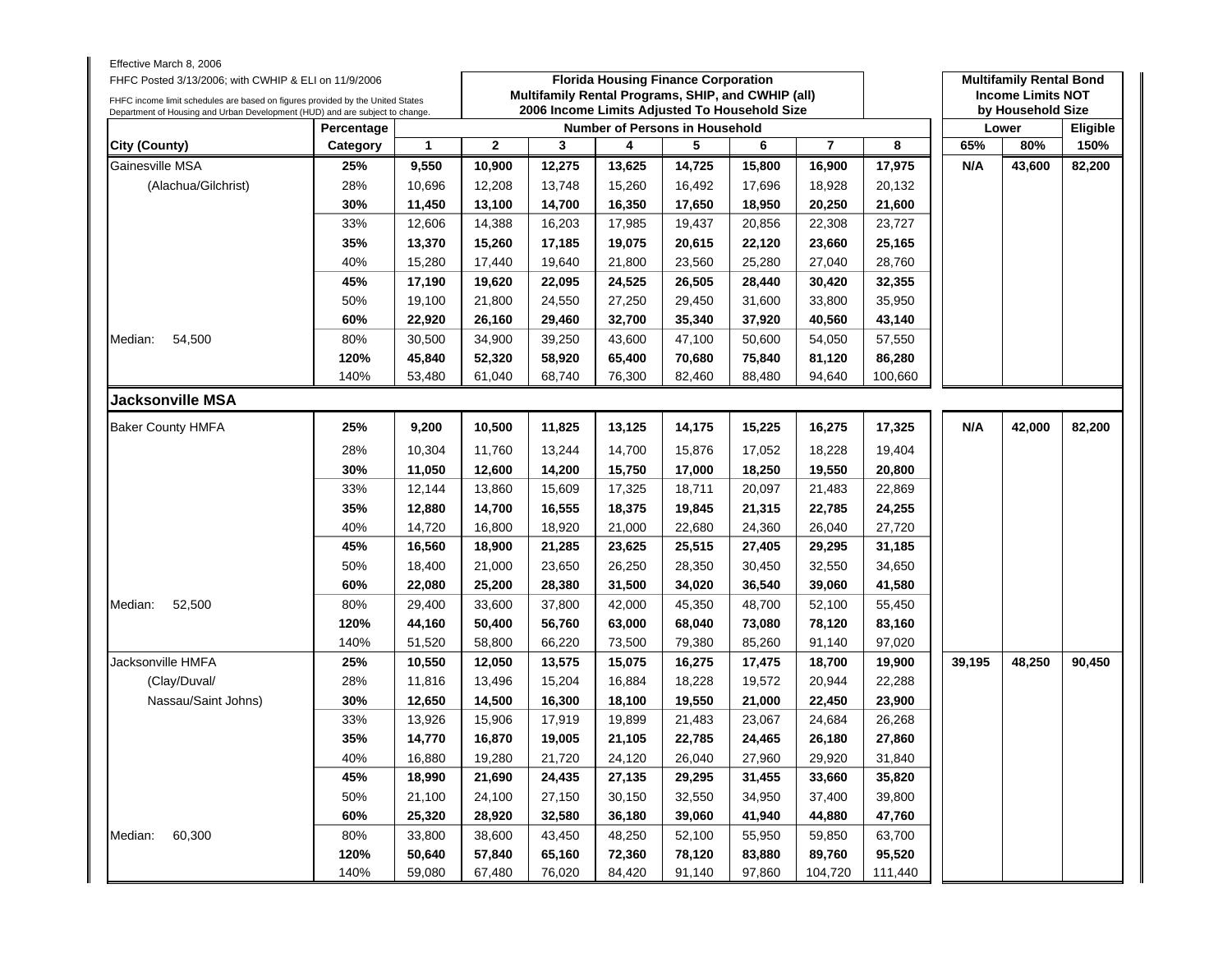Effective March 8, 2006

FHFC Posted 3/13/2006; with CWHIP & ELI on 11/9/2006

FHFC income limit schedules are based on figures provided by the United States Department of Housing and Urban Development (HUD) and are subject to change.

**Florida Housing Finance Corporation**
**Multifamily Rental Programs, SHIP, and CWHIP (all)**
**2006 Income Limits Adjusted To Household Size**

**Multifamily Rental Bond Income Limits NOT by Household Size**

| City (County) | Percentage Category | 1 | 2 | 3 | 4 | 5 | 6 | 7 | 8 | Lower 65% | Lower 80% | Eligible 150% |
|---|---|---|---|---|---|---|---|---|---|---|---|---|
| Gainesville MSA | **25%** | **9,550** | **10,900** | **12,275** | **13,625** | **14,725** | **15,800** | **16,900** | **17,975** | **N/A** | **43,600** | **82,200** |
| (Alachua/Gilchrist) | 28% | 10,696 | 12,208 | 13,748 | 15,260 | 16,492 | 17,696 | 18,928 | 20,132 | | | |
| | **30%** | **11,450** | **13,100** | **14,700** | **16,350** | **17,650** | **18,950** | **20,250** | **21,600** | | | |
| | 33% | 12,606 | 14,388 | 16,203 | 17,985 | 19,437 | 20,856 | 22,308 | 23,727 | | | |
| | **35%** | **13,370** | **15,260** | **17,185** | **19,075** | **20,615** | **22,120** | **23,660** | **25,165** | | | |
| | 40% | 15,280 | 17,440 | 19,640 | 21,800 | 23,560 | 25,280 | 27,040 | 28,760 | | | |
| | **45%** | **17,190** | **19,620** | **22,095** | **24,525** | **26,505** | **28,440** | **30,420** | **32,355** | | | |
| | 50% | 19,100 | 21,800 | 24,550 | 27,250 | 29,450 | 31,600 | 33,800 | 35,950 | | | |
| | **60%** | **22,920** | **26,160** | **29,460** | **32,700** | **35,340** | **37,920** | **40,560** | **43,140** | | | |
| Median: 54,500 | 80% | 30,500 | 34,900 | 39,250 | 43,600 | 47,100 | 50,600 | 54,050 | 57,550 | | | |
| | **120%** | **45,840** | **52,320** | **58,920** | **65,400** | **70,680** | **75,840** | **81,120** | **86,280** | | | |
| | 140% | 53,480 | 61,040 | 68,740 | 76,300 | 82,460 | 88,480 | 94,640 | 100,660 | | | |
| **Jacksonville MSA** | | | | | | | | | | | | |
| Baker County HMFA | **25%** | **9,200** | **10,500** | **11,825** | **13,125** | **14,175** | **15,225** | **16,275** | **17,325** | **N/A** | **42,000** | **82,200** |
| | 28% | 10,304 | 11,760 | 13,244 | 14,700 | 15,876 | 17,052 | 18,228 | 19,404 | | | |
| | **30%** | **11,050** | **12,600** | **14,200** | **15,750** | **17,000** | **18,250** | **19,550** | **20,800** | | | |
| | 33% | 12,144 | 13,860 | 15,609 | 17,325 | 18,711 | 20,097 | 21,483 | 22,869 | | | |
| | **35%** | **12,880** | **14,700** | **16,555** | **18,375** | **19,845** | **21,315** | **22,785** | **24,255** | | | |
| | 40% | 14,720 | 16,800 | 18,920 | 21,000 | 22,680 | 24,360 | 26,040 | 27,720 | | | |
| | **45%** | **16,560** | **18,900** | **21,285** | **23,625** | **25,515** | **27,405** | **29,295** | **31,185** | | | |
| | 50% | 18,400 | 21,000 | 23,650 | 26,250 | 28,350 | 30,450 | 32,550 | 34,650 | | | |
| | **60%** | **22,080** | **25,200** | **28,380** | **31,500** | **34,020** | **36,540** | **39,060** | **41,580** | | | |
| Median: 52,500 | 80% | 29,400 | 33,600 | 37,800 | 42,000 | 45,350 | 48,700 | 52,100 | 55,450 | | | |
| | **120%** | **44,160** | **50,400** | **56,760** | **63,000** | **68,040** | **73,080** | **78,120** | **83,160** | | | |
| | 140% | 51,520 | 58,800 | 66,220 | 73,500 | 79,380 | 85,260 | 91,140 | 97,020 | | | |
| Jacksonville HMFA | **25%** | **10,550** | **12,050** | **13,575** | **15,075** | **16,275** | **17,475** | **18,700** | **19,900** | **39,195** | **48,250** | **90,450** |
| (Clay/Duval/ | 28% | 11,816 | 13,496 | 15,204 | 16,884 | 18,228 | 19,572 | 20,944 | 22,288 | | | |
| Nassau/Saint Johns) | **30%** | **12,650** | **14,500** | **16,300** | **18,100** | **19,550** | **21,000** | **22,450** | **23,900** | | | |
| | 33% | 13,926 | 15,906 | 17,919 | 19,899 | 21,483 | 23,067 | 24,684 | 26,268 | | | |
| | **35%** | **14,770** | **16,870** | **19,005** | **21,105** | **22,785** | **24,465** | **26,180** | **27,860** | | | |
| | 40% | 16,880 | 19,280 | 21,720 | 24,120 | 26,040 | 27,960 | 29,920 | 31,840 | | | |
| | **45%** | **18,990** | **21,690** | **24,435** | **27,135** | **29,295** | **31,455** | **33,660** | **35,820** | | | |
| | 50% | 21,100 | 24,100 | 27,150 | 30,150 | 32,550 | 34,950 | 37,400 | 39,800 | | | |
| | **60%** | **25,320** | **28,920** | **32,580** | **36,180** | **39,060** | **41,940** | **44,880** | **47,760** | | | |
| Median: 60,300 | 80% | 33,800 | 38,600 | 43,450 | 48,250 | 52,100 | 55,950 | 59,850 | 63,700 | | | |
| | **120%** | **50,640** | **57,840** | **65,160** | **72,360** | **78,120** | **83,880** | **89,760** | **95,520** | | | |
| | 140% | 59,080 | 67,480 | 76,020 | 84,420 | 91,140 | 97,860 | 104,720 | 111,440 | | | |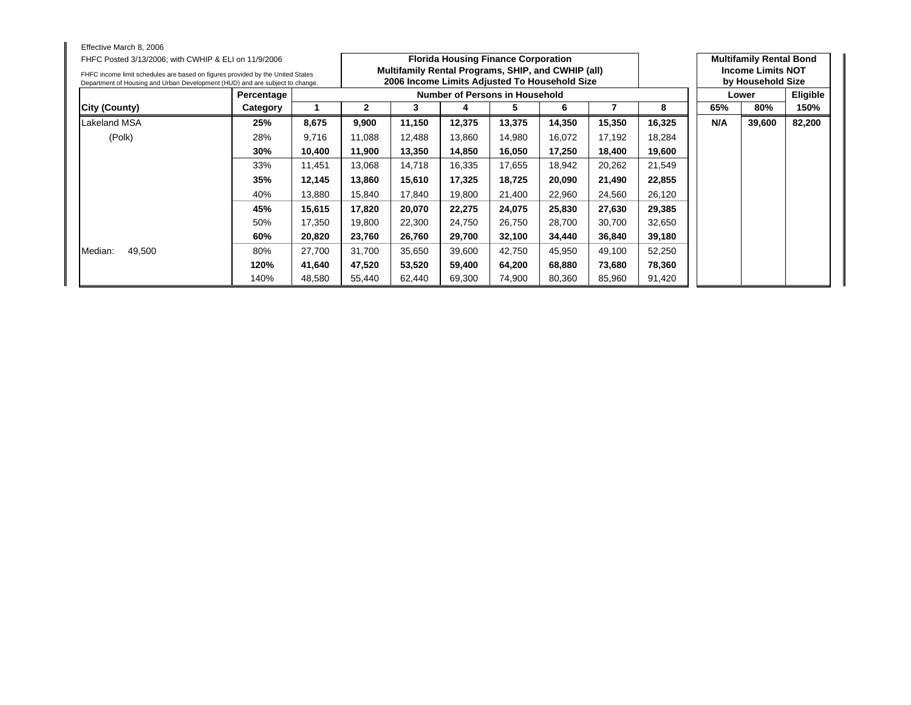Effective March 8, 2006

FHFC Posted 3/13/2006; with CWHIP & ELI on 11/9/2006

FHFC income limit schedules are based on figures provided by the United States Department of Housing and Urban Development (HUD) and are subject to change.

**Florida Housing Finance Corporation**
**Multifamily Rental Programs, SHIP, and CWHIP (all)**
**2006 Income Limits Adjusted To Household Size**

**Multifamily Rental Bond Income Limits NOT by Household Size**

| | Percentage | Number of Persons in Household | | | | | | | | Lower | | Eligible |
|---|---|---|---|---|---|---|---|---|---|---|---|---|
| **City (County)** | **Category** | **1** | **2** | **3** | **4** | **5** | **6** | **7** | **8** | **65%** | **80%** | **150%** |
| Lakeland MSA | **25%** | **8,675** | **9,900** | **11,150** | **12,375** | **13,375** | **14,350** | **15,350** | **16,325** | **N/A** | **39,600** | **82,200** |
| (Polk) | 28% | 9,716 | 11,088 | 12,488 | 13,860 | 14,980 | 16,072 | 17,192 | 18,284 | | | |
| | **30%** | **10,400** | **11,900** | **13,350** | **14,850** | **16,050** | **17,250** | **18,400** | **19,600** | | | |
| | 33% | 11,451 | 13,068 | 14,718 | 16,335 | 17,655 | 18,942 | 20,262 | 21,549 | | | |
| | **35%** | **12,145** | **13,860** | **15,610** | **17,325** | **18,725** | **20,090** | **21,490** | **22,855** | | | |
| | 40% | 13,880 | 15,840 | 17,840 | 19,800 | 21,400 | 22,960 | 24,560 | 26,120 | | | |
| | **45%** | **15,615** | **17,820** | **20,070** | **22,275** | **24,075** | **25,830** | **27,630** | **29,385** | | | |
| | 50% | 17,350 | 19,800 | 22,300 | 24,750 | 26,750 | 28,700 | 30,700 | 32,650 | | | |
| | **60%** | **20,820** | **23,760** | **26,760** | **29,700** | **32,100** | **34,440** | **36,840** | **39,180** | | | |
| Median: 49,500 | 80% | 27,700 | 31,700 | 35,650 | 39,600 | 42,750 | 45,950 | 49,100 | 52,250 | | | |
| | **120%** | **41,640** | **47,520** | **53,520** | **59,400** | **64,200** | **68,880** | **73,680** | **78,360** | | | |
| | 140% | 48,580 | 55,440 | 62,440 | 69,300 | 74,900 | 80,360 | 85,960 | 91,420 | | | |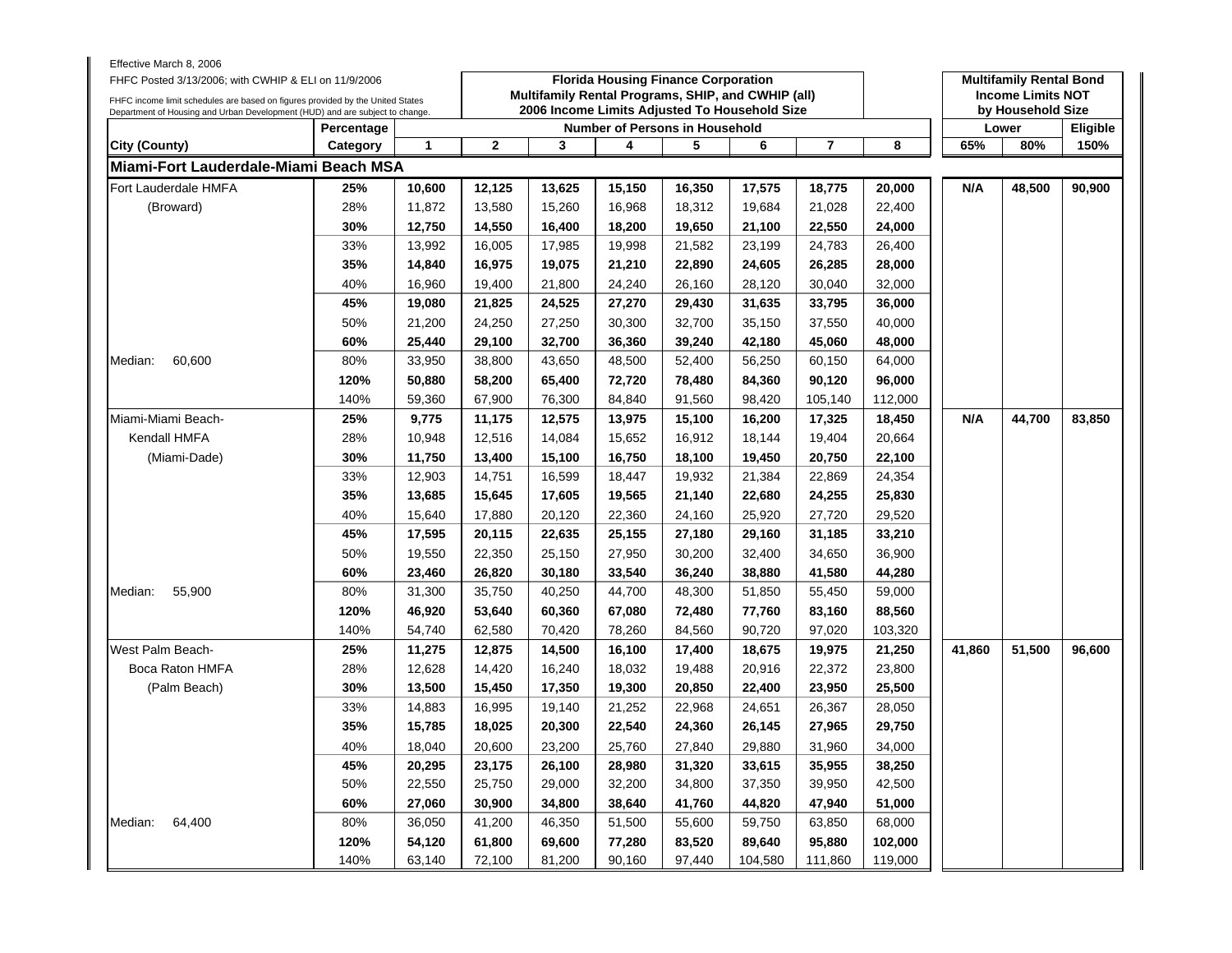Effective March 8, 2006

FHFC Posted 3/13/2006; with CWHIP & ELI on 11/9/2006

FHFC income limit schedules are based on figures provided by the United States Department of Housing and Urban Development (HUD) and are subject to change.

**Florida Housing Finance Corporation**
**Multifamily Rental Programs, SHIP, and CWHIP (all)**
**2006 Income Limits Adjusted To Household Size**

**Multifamily Rental Bond Income Limits NOT by Household Size**

| City (County) | Percentage Category | 1 | 2 | 3 | 4 | 5 | 6 | 7 | 8 | Lower 65% | Lower 80% | Eligible 150% |
|---|---|---|---|---|---|---|---|---|---|---|---|---|
| **Miami-Fort Lauderdale-Miami Beach MSA** | | | | | | | | | | | | |
| Fort Lauderdale HMFA | **25%** | **10,600** | **12,125** | **13,625** | **15,150** | **16,350** | **17,575** | **18,775** | **20,000** | **N/A** | **48,500** | **90,900** |
| (Broward) | 28% | 11,872 | 13,580 | 15,260 | 16,968 | 18,312 | 19,684 | 21,028 | 22,400 | | | |
| | **30%** | **12,750** | **14,550** | **16,400** | **18,200** | **19,650** | **21,100** | **22,550** | **24,000** | | | |
| | 33% | 13,992 | 16,005 | 17,985 | 19,998 | 21,582 | 23,199 | 24,783 | 26,400 | | | |
| | **35%** | **14,840** | **16,975** | **19,075** | **21,210** | **22,890** | **24,605** | **26,285** | **28,000** | | | |
| | 40% | 16,960 | 19,400 | 21,800 | 24,240 | 26,160 | 28,120 | 30,040 | 32,000 | | | |
| | **45%** | **19,080** | **21,825** | **24,525** | **27,270** | **29,430** | **31,635** | **33,795** | **36,000** | | | |
| | 50% | 21,200 | 24,250 | 27,250 | 30,300 | 32,700 | 35,150 | 37,550 | 40,000 | | | |
| | **60%** | **25,440** | **29,100** | **32,700** | **36,360** | **39,240** | **42,180** | **45,060** | **48,000** | | | |
| Median: 60,600 | 80% | 33,950 | 38,800 | 43,650 | 48,500 | 52,400 | 56,250 | 60,150 | 64,000 | | | |
| | **120%** | **50,880** | **58,200** | **65,400** | **72,720** | **78,480** | **84,360** | **90,120** | **96,000** | | | |
| | 140% | 59,360 | 67,900 | 76,300 | 84,840 | 91,560 | 98,420 | 105,140 | 112,000 | | | |
| Miami-Miami Beach- | **25%** | **9,775** | **11,175** | **12,575** | **13,975** | **15,100** | **16,200** | **17,325** | **18,450** | **N/A** | **44,700** | **83,850** |
| Kendall HMFA | 28% | 10,948 | 12,516 | 14,084 | 15,652 | 16,912 | 18,144 | 19,404 | 20,664 | | | |
| (Miami-Dade) | **30%** | **11,750** | **13,400** | **15,100** | **16,750** | **18,100** | **19,450** | **20,750** | **22,100** | | | |
| | 33% | 12,903 | 14,751 | 16,599 | 18,447 | 19,932 | 21,384 | 22,869 | 24,354 | | | |
| | **35%** | **13,685** | **15,645** | **17,605** | **19,565** | **21,140** | **22,680** | **24,255** | **25,830** | | | |
| | 40% | 15,640 | 17,880 | 20,120 | 22,360 | 24,160 | 25,920 | 27,720 | 29,520 | | | |
| | **45%** | **17,595** | **20,115** | **22,635** | **25,155** | **27,180** | **29,160** | **31,185** | **33,210** | | | |
| | 50% | 19,550 | 22,350 | 25,150 | 27,950 | 30,200 | 32,400 | 34,650 | 36,900 | | | |
| | **60%** | **23,460** | **26,820** | **30,180** | **33,540** | **36,240** | **38,880** | **41,580** | **44,280** | | | |
| Median: 55,900 | 80% | 31,300 | 35,750 | 40,250 | 44,700 | 48,300 | 51,850 | 55,450 | 59,000 | | | |
| | **120%** | **46,920** | **53,640** | **60,360** | **67,080** | **72,480** | **77,760** | **83,160** | **88,560** | | | |
| | 140% | 54,740 | 62,580 | 70,420 | 78,260 | 84,560 | 90,720 | 97,020 | 103,320 | | | |
| West Palm Beach- | **25%** | **11,275** | **12,875** | **14,500** | **16,100** | **17,400** | **18,675** | **19,975** | **21,250** | **41,860** | **51,500** | **96,600** |
| Boca Raton HMFA | 28% | 12,628 | 14,420 | 16,240 | 18,032 | 19,488 | 20,916 | 22,372 | 23,800 | | | |
| (Palm Beach) | **30%** | **13,500** | **15,450** | **17,350** | **19,300** | **20,850** | **22,400** | **23,950** | **25,500** | | | |
| | 33% | 14,883 | 16,995 | 19,140 | 21,252 | 22,968 | 24,651 | 26,367 | 28,050 | | | |
| | **35%** | **15,785** | **18,025** | **20,300** | **22,540** | **24,360** | **26,145** | **27,965** | **29,750** | | | |
| | 40% | 18,040 | 20,600 | 23,200 | 25,760 | 27,840 | 29,880 | 31,960 | 34,000 | | | |
| | **45%** | **20,295** | **23,175** | **26,100** | **28,980** | **31,320** | **33,615** | **35,955** | **38,250** | | | |
| | 50% | 22,550 | 25,750 | 29,000 | 32,200 | 34,800 | 37,350 | 39,950 | 42,500 | | | |
| | **60%** | **27,060** | **30,900** | **34,800** | **38,640** | **41,760** | **44,820** | **47,940** | **51,000** | | | |
| Median: 64,400 | 80% | 36,050 | 41,200 | 46,350 | 51,500 | 55,600 | 59,750 | 63,850 | 68,000 | | | |
| | **120%** | **54,120** | **61,800** | **69,600** | **77,280** | **83,520** | **89,640** | **95,880** | **102,000** | | | |
| | 140% | 63,140 | 72,100 | 81,200 | 90,160 | 97,440 | 104,580 | 111,860 | 119,000 | | | |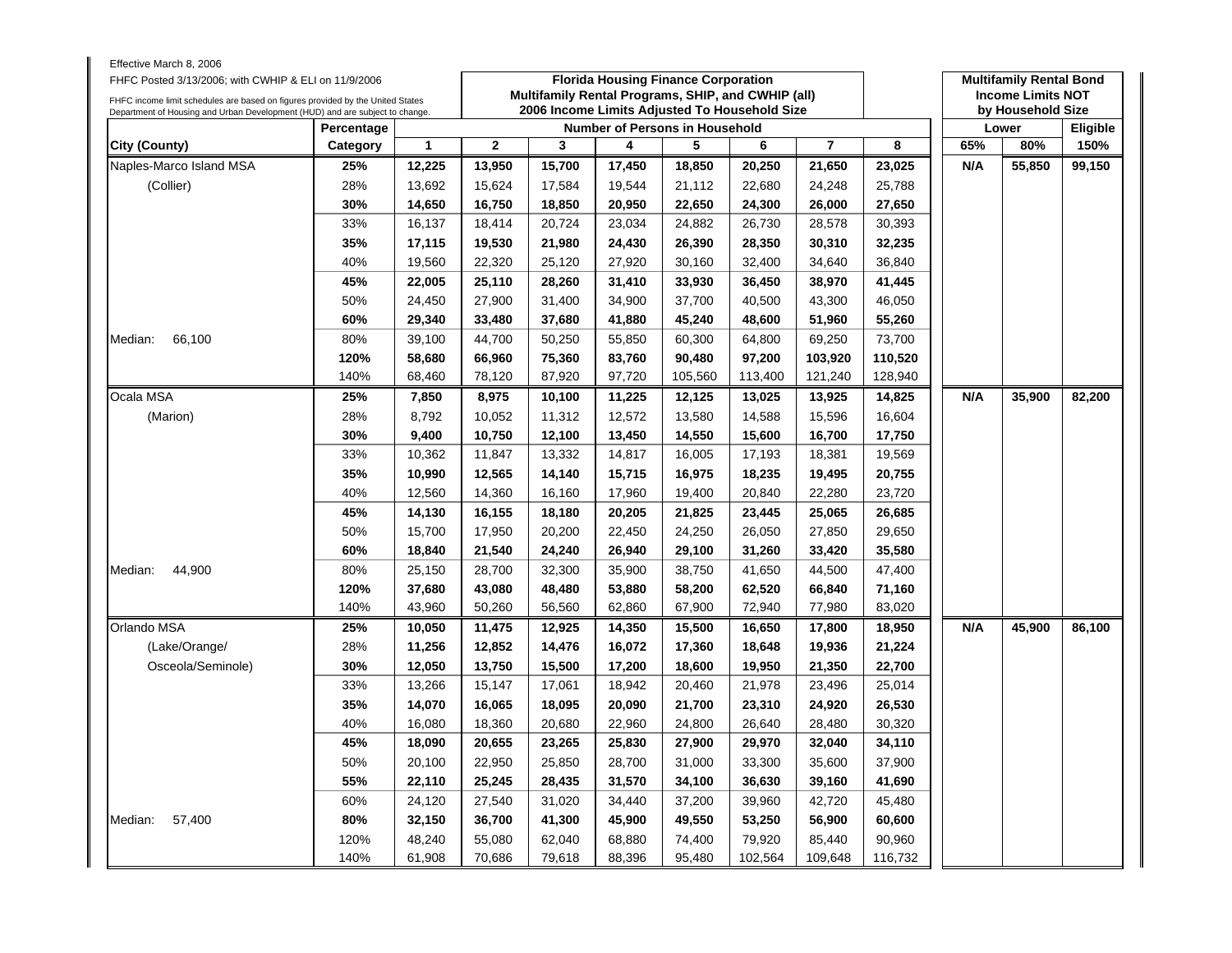Effective March 8, 2006

FHFC Posted 3/13/2006; with CWHIP & ELI on 11/9/2006

FHFC income limit schedules are based on figures provided by the United States Department of Housing and Urban Development (HUD) and are subject to change.

**Florida Housing Finance Corporation**
**Multifamily Rental Programs, SHIP, and CWHIP (all)**
**2006 Income Limits Adjusted To Household Size**

**Multifamily Rental Bond Income Limits NOT by Household Size**

| City (County) | Percentage Category | 1 | 2 | 3 | 4 | 5 | 6 | 7 | 8 | Lower 65% | Lower 80% | Eligible 150% |
|---|---|---|---|---|---|---|---|---|---|---|---|---|
| Naples-Marco Island MSA | **25%** | **12,225** | **13,950** | **15,700** | **17,450** | **18,850** | **20,250** | **21,650** | **23,025** | **N/A** | **55,850** | **99,150** |
| (Collier) | 28% | 13,692 | 15,624 | 17,584 | 19,544 | 21,112 | 22,680 | 24,248 | 25,788 | | | |
| | **30%** | **14,650** | **16,750** | **18,850** | **20,950** | **22,650** | **24,300** | **26,000** | **27,650** | | | |
| | 33% | 16,137 | 18,414 | 20,724 | 23,034 | 24,882 | 26,730 | 28,578 | 30,393 | | | |
| | **35%** | **17,115** | **19,530** | **21,980** | **24,430** | **26,390** | **28,350** | **30,310** | **32,235** | | | |
| | 40% | 19,560 | 22,320 | 25,120 | 27,920 | 30,160 | 32,400 | 34,640 | 36,840 | | | |
| | **45%** | **22,005** | **25,110** | **28,260** | **31,410** | **33,930** | **36,450** | **38,970** | **41,445** | | | |
| | 50% | 24,450 | 27,900 | 31,400 | 34,900 | 37,700 | 40,500 | 43,300 | 46,050 | | | |
| | **60%** | **29,340** | **33,480** | **37,680** | **41,880** | **45,240** | **48,600** | **51,960** | **55,260** | | | |
| Median: 66,100 | 80% | 39,100 | 44,700 | 50,250 | 55,850 | 60,300 | 64,800 | 69,250 | 73,700 | | | |
| | **120%** | **58,680** | **66,960** | **75,360** | **83,760** | **90,480** | **97,200** | **103,920** | **110,520** | | | |
| | 140% | 68,460 | 78,120 | 87,920 | 97,720 | 105,560 | 113,400 | 121,240 | 128,940 | | | |
| Ocala MSA | **25%** | **7,850** | **8,975** | **10,100** | **11,225** | **12,125** | **13,025** | **13,925** | **14,825** | **N/A** | **35,900** | **82,200** |
| (Marion) | 28% | 8,792 | 10,052 | 11,312 | 12,572 | 13,580 | 14,588 | 15,596 | 16,604 | | | |
| | **30%** | **9,400** | **10,750** | **12,100** | **13,450** | **14,550** | **15,600** | **16,700** | **17,750** | | | |
| | 33% | 10,362 | 11,847 | 13,332 | 14,817 | 16,005 | 17,193 | 18,381 | 19,569 | | | |
| | **35%** | **10,990** | **12,565** | **14,140** | **15,715** | **16,975** | **18,235** | **19,495** | **20,755** | | | |
| | 40% | 12,560 | 14,360 | 16,160 | 17,960 | 19,400 | 20,840 | 22,280 | 23,720 | | | |
| | **45%** | **14,130** | **16,155** | **18,180** | **20,205** | **21,825** | **23,445** | **25,065** | **26,685** | | | |
| | 50% | 15,700 | 17,950 | 20,200 | 22,450 | 24,250 | 26,050 | 27,850 | 29,650 | | | |
| | **60%** | **18,840** | **21,540** | **24,240** | **26,940** | **29,100** | **31,260** | **33,420** | **35,580** | | | |
| Median: 44,900 | 80% | 25,150 | 28,700 | 32,300 | 35,900 | 38,750 | 41,650 | 44,500 | 47,400 | | | |
| | **120%** | **37,680** | **43,080** | **48,480** | **53,880** | **58,200** | **62,520** | **66,840** | **71,160** | | | |
| | 140% | 43,960 | 50,260 | 56,560 | 62,860 | 67,900 | 72,940 | 77,980 | 83,020 | | | |
| Orlando MSA | **25%** | **10,050** | **11,475** | **12,925** | **14,350** | **15,500** | **16,650** | **17,800** | **18,950** | **N/A** | **45,900** | **86,100** |
| (Lake/Orange/ | 28% | 11,256 | 12,852 | 14,476 | 16,072 | 17,360 | 18,648 | 19,936 | 21,224 | | | |
| Osceola/Seminole) | **30%** | **12,050** | **13,750** | **15,500** | **17,200** | **18,600** | **19,950** | **21,350** | **22,700** | | | |
| | 33% | 13,266 | 15,147 | 17,061 | 18,942 | 20,460 | 21,978 | 23,496 | 25,014 | | | |
| | **35%** | **14,070** | **16,065** | **18,095** | **20,090** | **21,700** | **23,310** | **24,920** | **26,530** | | | |
| | 40% | 16,080 | 18,360 | 20,680 | 22,960 | 24,800 | 26,640 | 28,480 | 30,320 | | | |
| | **45%** | **18,090** | **20,655** | **23,265** | **25,830** | **27,900** | **29,970** | **32,040** | **34,110** | | | |
| | 50% | 20,100 | 22,950 | 25,850 | 28,700 | 31,000 | 33,300 | 35,600 | 37,900 | | | |
| | **55%** | **22,110** | **25,245** | **28,435** | **31,570** | **34,100** | **36,630** | **39,160** | **41,690** | | | |
| | 60% | 24,120 | 27,540 | 31,020 | 34,440 | 37,200 | 39,960 | 42,720 | 45,480 | | | |
| Median: 57,400 | **80%** | **32,150** | **36,700** | **41,300** | **45,900** | **49,550** | **53,250** | **56,900** | **60,600** | | | |
| | 120% | 48,240 | 55,080 | 62,040 | 68,880 | 74,400 | 79,920 | 85,440 | 90,960 | | | |
| | 140% | 61,908 | 70,686 | 79,618 | 88,396 | 95,480 | 102,564 | 109,648 | 116,732 | | | |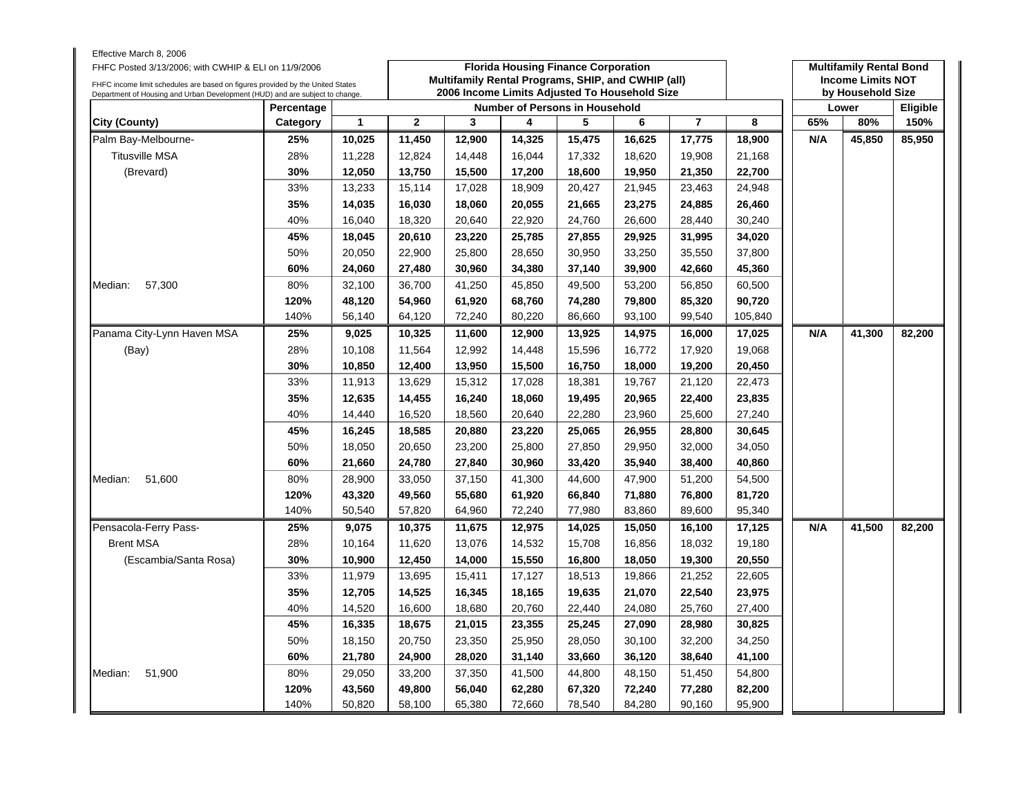Effective March 8, 2006

FHFC Posted 3/13/2006; with CWHIP & ELI on 11/9/2006

FHFC income limit schedules are based on figures provided by the United States Department of Housing and Urban Development (HUD) and are subject to change.

**Florida Housing Finance Corporation**
**Multifamily Rental Programs, SHIP, and CWHIP (all)**
**2006 Income Limits Adjusted To Household Size**

**Multifamily Rental Bond Income Limits NOT by Household Size**

| City (County) | Percentage Category | Number of Persons in Household 1 | 2 | 3 | 4 | 5 | 6 | 7 | 8 | Lower 65% | Lower 80% | Eligible 150% |
|---|---|---|---|---|---|---|---|---|---|---|---|---|
| Palm Bay-Melbourne- | **25%** | **10,025** | **11,450** | **12,900** | **14,325** | **15,475** | **16,625** | **17,775** | **18,900** | **N/A** | **45,850** | **85,950** |
| Titusville MSA | 28% | 11,228 | 12,824 | 14,448 | 16,044 | 17,332 | 18,620 | 19,908 | 21,168 | | | |
| (Brevard) | **30%** | **12,050** | **13,750** | **15,500** | **17,200** | **18,600** | **19,950** | **21,350** | **22,700** | | | |
| | 33% | 13,233 | 15,114 | 17,028 | 18,909 | 20,427 | 21,945 | 23,463 | 24,948 | | | |
| | **35%** | **14,035** | **16,030** | **18,060** | **20,055** | **21,665** | **23,275** | **24,885** | **26,460** | | | |
| | 40% | 16,040 | 18,320 | 20,640 | 22,920 | 24,760 | 26,600 | 28,440 | 30,240 | | | |
| | **45%** | **18,045** | **20,610** | **23,220** | **25,785** | **27,855** | **29,925** | **31,995** | **34,020** | | | |
| | 50% | 20,050 | 22,900 | 25,800 | 28,650 | 30,950 | 33,250 | 35,550 | 37,800 | | | |
| | **60%** | **24,060** | **27,480** | **30,960** | **34,380** | **37,140** | **39,900** | **42,660** | **45,360** | | | |
| Median: 57,300 | 80% | 32,100 | 36,700 | 41,250 | 45,850 | 49,500 | 53,200 | 56,850 | 60,500 | | | |
| | **120%** | **48,120** | **54,960** | **61,920** | **68,760** | **74,280** | **79,800** | **85,320** | **90,720** | | | |
| | 140% | 56,140 | 64,120 | 72,240 | 80,220 | 86,660 | 93,100 | 99,540 | 105,840 | | | |
| Panama City-Lynn Haven MSA | **25%** | **9,025** | **10,325** | **11,600** | **12,900** | **13,925** | **14,975** | **16,000** | **17,025** | **N/A** | **41,300** | **82,200** |
| (Bay) | 28% | 10,108 | 11,564 | 12,992 | 14,448 | 15,596 | 16,772 | 17,920 | 19,068 | | | |
| | **30%** | **10,850** | **12,400** | **13,950** | **15,500** | **16,750** | **18,000** | **19,200** | **20,450** | | | |
| | 33% | 11,913 | 13,629 | 15,312 | 17,028 | 18,381 | 19,767 | 21,120 | 22,473 | | | |
| | **35%** | **12,635** | **14,455** | **16,240** | **18,060** | **19,495** | **20,965** | **22,400** | **23,835** | | | |
| | 40% | 14,440 | 16,520 | 18,560 | 20,640 | 22,280 | 23,960 | 25,600 | 27,240 | | | |
| | **45%** | **16,245** | **18,585** | **20,880** | **23,220** | **25,065** | **26,955** | **28,800** | **30,645** | | | |
| | 50% | 18,050 | 20,650 | 23,200 | 25,800 | 27,850 | 29,950 | 32,000 | 34,050 | | | |
| | **60%** | **21,660** | **24,780** | **27,840** | **30,960** | **33,420** | **35,940** | **38,400** | **40,860** | | | |
| Median: 51,600 | 80% | 28,900 | 33,050 | 37,150 | 41,300 | 44,600 | 47,900 | 51,200 | 54,500 | | | |
| | **120%** | **43,320** | **49,560** | **55,680** | **61,920** | **66,840** | **71,880** | **76,800** | **81,720** | | | |
| | 140% | 50,540 | 57,820 | 64,960 | 72,240 | 77,980 | 83,860 | 89,600 | 95,340 | | | |
| Pensacola-Ferry Pass- | **25%** | **9,075** | **10,375** | **11,675** | **12,975** | **14,025** | **15,050** | **16,100** | **17,125** | **N/A** | **41,500** | **82,200** |
| Brent MSA | 28% | 10,164 | 11,620 | 13,076 | 14,532 | 15,708 | 16,856 | 18,032 | 19,180 | | | |
| (Escambia/Santa Rosa) | **30%** | **10,900** | **12,450** | **14,000** | **15,550** | **16,800** | **18,050** | **19,300** | **20,550** | | | |
| | 33% | 11,979 | 13,695 | 15,411 | 17,127 | 18,513 | 19,866 | 21,252 | 22,605 | | | |
| | **35%** | **12,705** | **14,525** | **16,345** | **18,165** | **19,635** | **21,070** | **22,540** | **23,975** | | | |
| | 40% | 14,520 | 16,600 | 18,680 | 20,760 | 22,440 | 24,080 | 25,760 | 27,400 | | | |
| | **45%** | **16,335** | **18,675** | **21,015** | **23,355** | **25,245** | **27,090** | **28,980** | **30,825** | | | |
| | 50% | 18,150 | 20,750 | 23,350 | 25,950 | 28,050 | 30,100 | 32,200 | 34,250 | | | |
| | **60%** | **21,780** | **24,900** | **28,020** | **31,140** | **33,660** | **36,120** | **38,640** | **41,100** | | | |
| Median: 51,900 | 80% | 29,050 | 33,200 | 37,350 | 41,500 | 44,800 | 48,150 | 51,450 | 54,800 | | | |
| | **120%** | **43,560** | **49,800** | **56,040** | **62,280** | **67,320** | **72,240** | **77,280** | **82,200** | | | |
| | 140% | 50,820 | 58,100 | 65,380 | 72,660 | 78,540 | 84,280 | 90,160 | 95,900 | | | |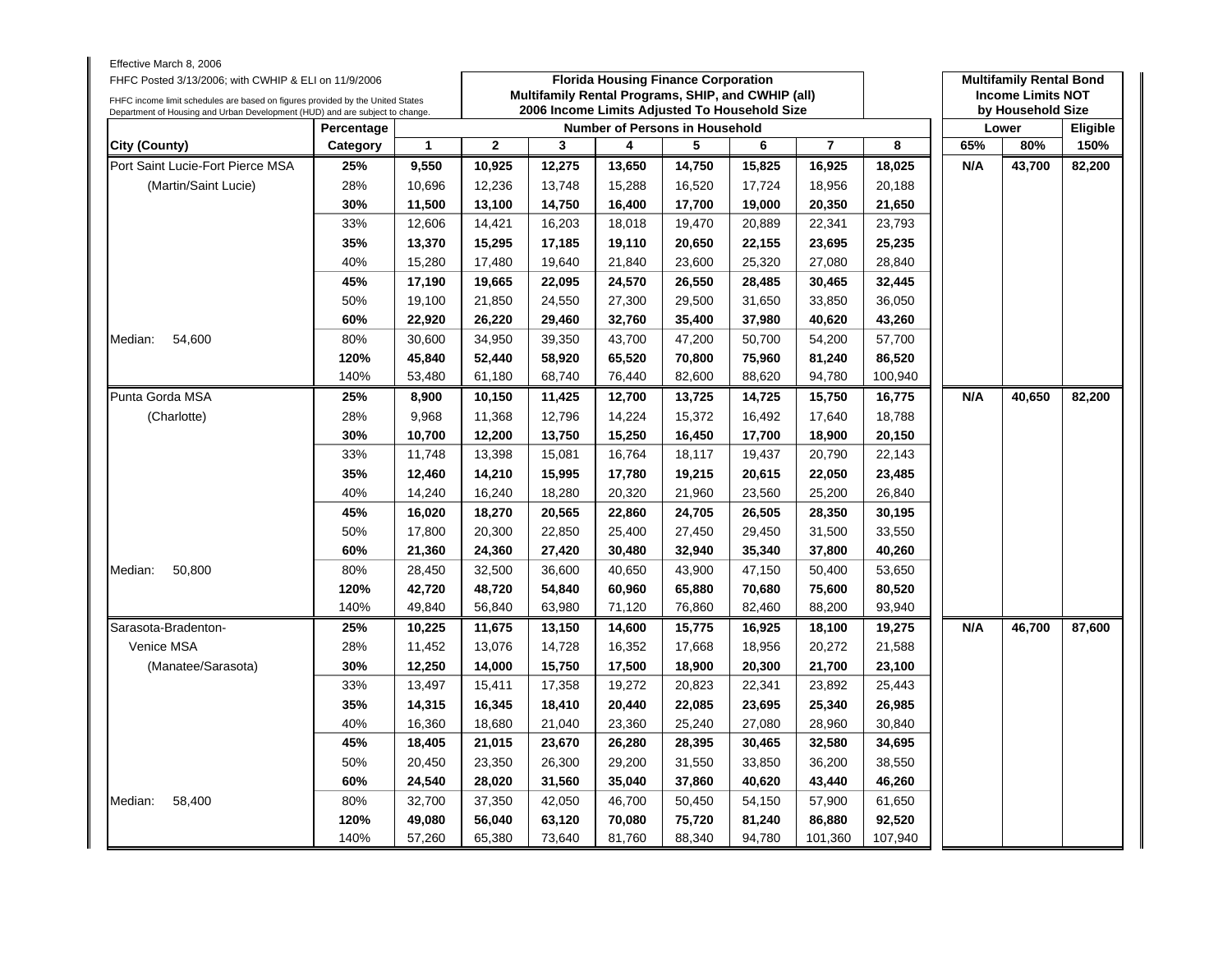Effective March 8, 2006

FHFC Posted 3/13/2006; with CWHIP & ELI on 11/9/2006

FHFC income limit schedules are based on figures provided by the United States Department of Housing and Urban Development (HUD) and are subject to change.

**Florida Housing Finance Corporation**
**Multifamily Rental Programs, SHIP, and CWHIP (all)**
**2006 Income Limits Adjusted To Household Size**

**Multifamily Rental Bond Income Limits NOT by Household Size**

| City (County) | Percentage Category | Number of Persons in Household: 1 | 2 | 3 | 4 | 5 | 6 | 7 | 8 | Lower: 65% | Lower: 80% | Eligible: 150% |
|---|---|---|---|---|---|---|---|---|---|---|---|---|
| Port Saint Lucie-Fort Pierce MSA | **25%** | **9,550** | **10,925** | **12,275** | **13,650** | **14,750** | **15,825** | **16,925** | **18,025** | **N/A** | **43,700** | **82,200** |
| (Martin/Saint Lucie) | 28% | 10,696 | 12,236 | 13,748 | 15,288 | 16,520 | 17,724 | 18,956 | 20,188 | | | |
| | **30%** | **11,500** | **13,100** | **14,750** | **16,400** | **17,700** | **19,000** | **20,350** | **21,650** | | | |
| | 33% | 12,606 | 14,421 | 16,203 | 18,018 | 19,470 | 20,889 | 22,341 | 23,793 | | | |
| | **35%** | **13,370** | **15,295** | **17,185** | **19,110** | **20,650** | **22,155** | **23,695** | **25,235** | | | |
| | 40% | 15,280 | 17,480 | 19,640 | 21,840 | 23,600 | 25,320 | 27,080 | 28,840 | | | |
| | **45%** | **17,190** | **19,665** | **22,095** | **24,570** | **26,550** | **28,485** | **30,465** | **32,445** | | | |
| | 50% | 19,100 | 21,850 | 24,550 | 27,300 | 29,500 | 31,650 | 33,850 | 36,050 | | | |
| | **60%** | **22,920** | **26,220** | **29,460** | **32,760** | **35,400** | **37,980** | **40,620** | **43,260** | | | |
| Median: 54,600 | 80% | 30,600 | 34,950 | 39,350 | 43,700 | 47,200 | 50,700 | 54,200 | 57,700 | | | |
| | **120%** | **45,840** | **52,440** | **58,920** | **65,520** | **70,800** | **75,960** | **81,240** | **86,520** | | | |
| | 140% | 53,480 | 61,180 | 68,740 | 76,440 | 82,600 | 88,620 | 94,780 | 100,940 | | | |
| Punta Gorda MSA | **25%** | **8,900** | **10,150** | **11,425** | **12,700** | **13,725** | **14,725** | **15,750** | **16,775** | **N/A** | **40,650** | **82,200** |
| (Charlotte) | 28% | 9,968 | 11,368 | 12,796 | 14,224 | 15,372 | 16,492 | 17,640 | 18,788 | | | |
| | **30%** | **10,700** | **12,200** | **13,750** | **15,250** | **16,450** | **17,700** | **18,900** | **20,150** | | | |
| | 33% | 11,748 | 13,398 | 15,081 | 16,764 | 18,117 | 19,437 | 20,790 | 22,143 | | | |
| | **35%** | **12,460** | **14,210** | **15,995** | **17,780** | **19,215** | **20,615** | **22,050** | **23,485** | | | |
| | 40% | 14,240 | 16,240 | 18,280 | 20,320 | 21,960 | 23,560 | 25,200 | 26,840 | | | |
| | **45%** | **16,020** | **18,270** | **20,565** | **22,860** | **24,705** | **26,505** | **28,350** | **30,195** | | | |
| | 50% | 17,800 | 20,300 | 22,850 | 25,400 | 27,450 | 29,450 | 31,500 | 33,550 | | | |
| | **60%** | **21,360** | **24,360** | **27,420** | **30,480** | **32,940** | **35,340** | **37,800** | **40,260** | | | |
| Median: 50,800 | 80% | 28,450 | 32,500 | 36,600 | 40,650 | 43,900 | 47,150 | 50,400 | 53,650 | | | |
| | **120%** | **42,720** | **48,720** | **54,840** | **60,960** | **65,880** | **70,680** | **75,600** | **80,520** | | | |
| | 140% | 49,840 | 56,840 | 63,980 | 71,120 | 76,860 | 82,460 | 88,200 | 93,940 | | | |
| Sarasota-Bradenton- | **25%** | **10,225** | **11,675** | **13,150** | **14,600** | **15,775** | **16,925** | **18,100** | **19,275** | **N/A** | **46,700** | **87,600** |
| Venice MSA | 28% | 11,452 | 13,076 | 14,728 | 16,352 | 17,668 | 18,956 | 20,272 | 21,588 | | | |
| (Manatee/Sarasota) | **30%** | **12,250** | **14,000** | **15,750** | **17,500** | **18,900** | **20,300** | **21,700** | **23,100** | | | |
| | 33% | 13,497 | 15,411 | 17,358 | 19,272 | 20,823 | 22,341 | 23,892 | 25,443 | | | |
| | **35%** | **14,315** | **16,345** | **18,410** | **20,440** | **22,085** | **23,695** | **25,340** | **26,985** | | | |
| | 40% | 16,360 | 18,680 | 21,040 | 23,360 | 25,240 | 27,080 | 28,960 | 30,840 | | | |
| | **45%** | **18,405** | **21,015** | **23,670** | **26,280** | **28,395** | **30,465** | **32,580** | **34,695** | | | |
| | 50% | 20,450 | 23,350 | 26,300 | 29,200 | 31,550 | 33,850 | 36,200 | 38,550 | | | |
| | **60%** | **24,540** | **28,020** | **31,560** | **35,040** | **37,860** | **40,620** | **43,440** | **46,260** | | | |
| Median: 58,400 | 80% | 32,700 | 37,350 | 42,050 | 46,700 | 50,450 | 54,150 | 57,900 | 61,650 | | | |
| | **120%** | **49,080** | **56,040** | **63,120** | **70,080** | **75,720** | **81,240** | **86,880** | **92,520** | | | |
| | 140% | 57,260 | 65,380 | 73,640 | 81,760 | 88,340 | 94,780 | 101,360 | 107,940 | | | |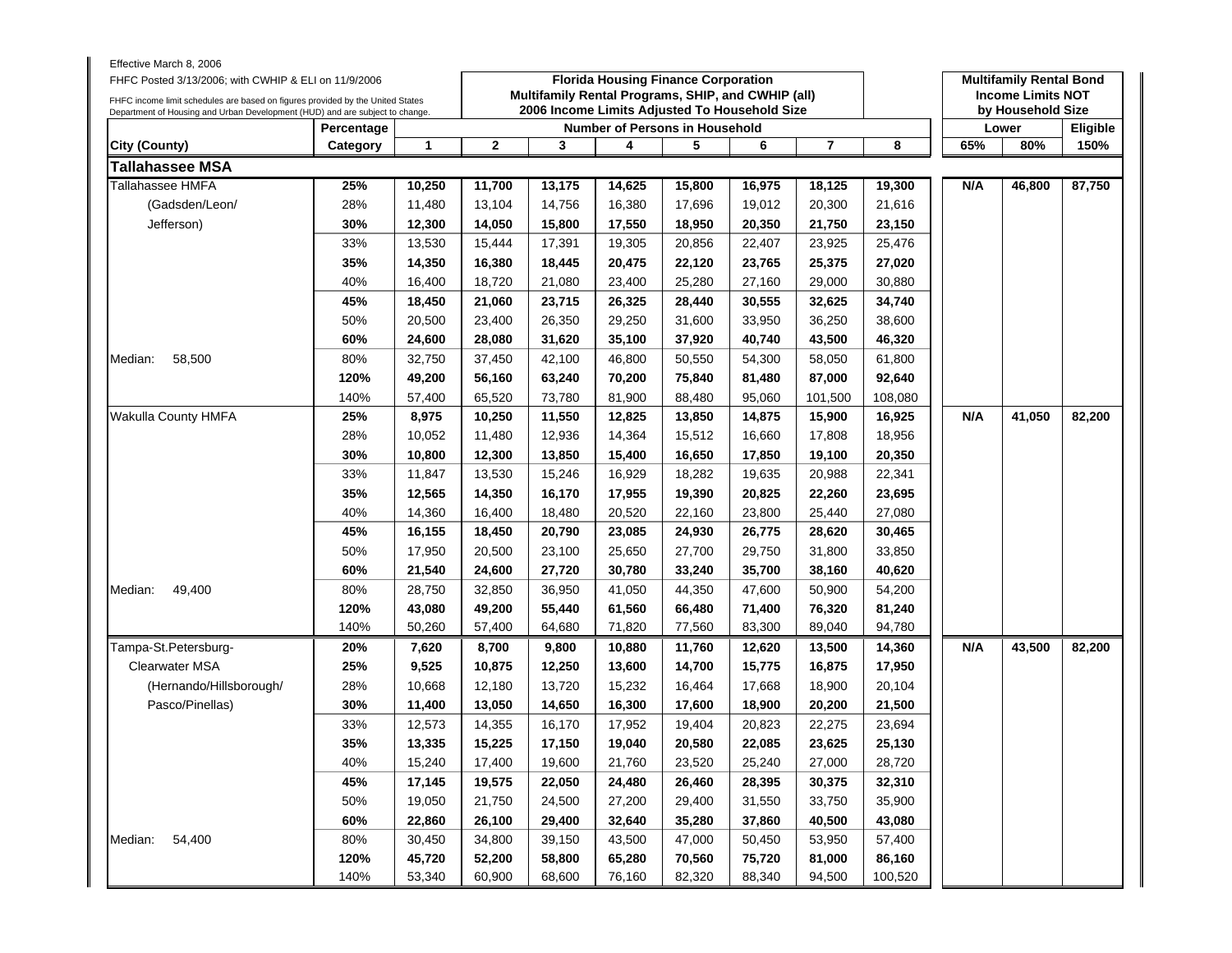Effective March 8, 2006

FHFC Posted 3/13/2006; with CWHIP & ELI on 11/9/2006

FHFC income limit schedules are based on figures provided by the United States Department of Housing and Urban Development (HUD) and are subject to change.

**Florida Housing Finance Corporation**
**Multifamily Rental Programs, SHIP, and CWHIP (all)**
**2006 Income Limits Adjusted To Household Size**

**Multifamily Rental Bond Income Limits NOT by Household Size**

| City (County) | Percentage Category | Number of Persons in Household 1 | 2 | 3 | 4 | 5 | 6 | 7 | 8 | Lower 65% | Lower 80% | Eligible 150% |
|---|---|---|---|---|---|---|---|---|---|---|---|---|
| **Tallahassee MSA** | | | | | | | | | | | | |
| Tallahassee HMFA | **25%** | **10,250** | **11,700** | **13,175** | **14,625** | **15,800** | **16,975** | **18,125** | **19,300** | **N/A** | **46,800** | **87,750** |
| (Gadsden/Leon/ | 28% | 11,480 | 13,104 | 14,756 | 16,380 | 17,696 | 19,012 | 20,300 | 21,616 | | | |
| Jefferson) | **30%** | **12,300** | **14,050** | **15,800** | **17,550** | **18,950** | **20,350** | **21,750** | **23,150** | | | |
| | 33% | 13,530 | 15,444 | 17,391 | 19,305 | 20,856 | 22,407 | 23,925 | 25,476 | | | |
| | **35%** | **14,350** | **16,380** | **18,445** | **20,475** | **22,120** | **23,765** | **25,375** | **27,020** | | | |
| | 40% | 16,400 | 18,720 | 21,080 | 23,400 | 25,280 | 27,160 | 29,000 | 30,880 | | | |
| | **45%** | **18,450** | **21,060** | **23,715** | **26,325** | **28,440** | **30,555** | **32,625** | **34,740** | | | |
| | 50% | 20,500 | 23,400 | 26,350 | 29,250 | 31,600 | 33,950 | 36,250 | 38,600 | | | |
| | **60%** | **24,600** | **28,080** | **31,620** | **35,100** | **37,920** | **40,740** | **43,500** | **46,320** | | | |
| Median: 58,500 | 80% | 32,750 | 37,450 | 42,100 | 46,800 | 50,550 | 54,300 | 58,050 | 61,800 | | | |
| | **120%** | **49,200** | **56,160** | **63,240** | **70,200** | **75,840** | **81,480** | **87,000** | **92,640** | | | |
| | 140% | 57,400 | 65,520 | 73,780 | 81,900 | 88,480 | 95,060 | 101,500 | 108,080 | | | |
| Wakulla County HMFA | **25%** | **8,975** | **10,250** | **11,550** | **12,825** | **13,850** | **14,875** | **15,900** | **16,925** | **N/A** | **41,050** | **82,200** |
| | 28% | 10,052 | 11,480 | 12,936 | 14,364 | 15,512 | 16,660 | 17,808 | 18,956 | | | |
| | **30%** | **10,800** | **12,300** | **13,850** | **15,400** | **16,650** | **17,850** | **19,100** | **20,350** | | | |
| | 33% | 11,847 | 13,530 | 15,246 | 16,929 | 18,282 | 19,635 | 20,988 | 22,341 | | | |
| | **35%** | **12,565** | **14,350** | **16,170** | **17,955** | **19,390** | **20,825** | **22,260** | **23,695** | | | |
| | 40% | 14,360 | 16,400 | 18,480 | 20,520 | 22,160 | 23,800 | 25,440 | 27,080 | | | |
| | **45%** | **16,155** | **18,450** | **20,790** | **23,085** | **24,930** | **26,775** | **28,620** | **30,465** | | | |
| | 50% | 17,950 | 20,500 | 23,100 | 25,650 | 27,700 | 29,750 | 31,800 | 33,850 | | | |
| | **60%** | **21,540** | **24,600** | **27,720** | **30,780** | **33,240** | **35,700** | **38,160** | **40,620** | | | |
| Median: 49,400 | 80% | 28,750 | 32,850 | 36,950 | 41,050 | 44,350 | 47,600 | 50,900 | 54,200 | | | |
| | **120%** | **43,080** | **49,200** | **55,440** | **61,560** | **66,480** | **71,400** | **76,320** | **81,240** | | | |
| | 140% | 50,260 | 57,400 | 64,680 | 71,820 | 77,560 | 83,300 | 89,040 | 94,780 | | | |
| Tampa-St.Petersburg- | **20%** | **7,620** | **8,700** | **9,800** | **10,880** | **11,760** | **12,620** | **13,500** | **14,360** | **N/A** | **43,500** | **82,200** |
| Clearwater MSA | **25%** | **9,525** | **10,875** | **12,250** | **13,600** | **14,700** | **15,775** | **16,875** | **17,950** | | | |
| (Hernando/Hillsborough/ | 28% | 10,668 | 12,180 | 13,720 | 15,232 | 16,464 | 17,668 | 18,900 | 20,104 | | | |
| Pasco/Pinellas) | **30%** | **11,400** | **13,050** | **14,650** | **16,300** | **17,600** | **18,900** | **20,200** | **21,500** | | | |
| | 33% | 12,573 | 14,355 | 16,170 | 17,952 | 19,404 | 20,823 | 22,275 | 23,694 | | | |
| | **35%** | **13,335** | **15,225** | **17,150** | **19,040** | **20,580** | **22,085** | **23,625** | **25,130** | | | |
| | 40% | 15,240 | 17,400 | 19,600 | 21,760 | 23,520 | 25,240 | 27,000 | 28,720 | | | |
| | **45%** | **17,145** | **19,575** | **22,050** | **24,480** | **26,460** | **28,395** | **30,375** | **32,310** | | | |
| | 50% | 19,050 | 21,750 | 24,500 | 27,200 | 29,400 | 31,550 | 33,750 | 35,900 | | | |
| | **60%** | **22,860** | **26,100** | **29,400** | **32,640** | **35,280** | **37,860** | **40,500** | **43,080** | | | |
| Median: 54,400 | 80% | 30,450 | 34,800 | 39,150 | 43,500 | 47,000 | 50,450 | 53,950 | 57,400 | | | |
| | **120%** | **45,720** | **52,200** | **58,800** | **65,280** | **70,560** | **75,720** | **81,000** | **86,160** | | | |
| | 140% | 53,340 | 60,900 | 68,600 | 76,160 | 82,320 | 88,340 | 94,500 | 100,520 | | | |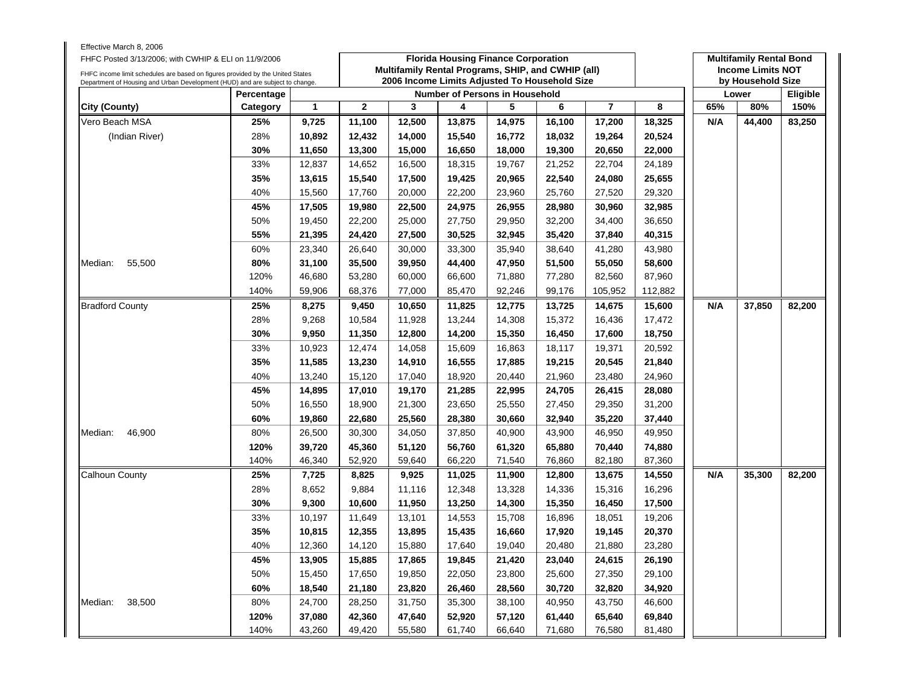Effective March 8, 2006

FHFC Posted 3/13/2006; with CWHIP & ELI on 11/9/2006

FHFC income limit schedules are based on figures provided by the United States Department of Housing and Urban Development (HUD) and are subject to change.

**Florida Housing Finance Corporation**
**Multifamily Rental Programs, SHIP, and CWHIP (all)**
**2006 Income Limits Adjusted To Household Size**

**Multifamily Rental Bond Income Limits NOT by Household Size**

| City (County) | Percentage Category | Number of Persons in Household | | | | | | | | Lower | | Eligible |
|---|---|---|---|---|---|---|---|---|---|---|---|---|
| | | **1** | **2** | **3** | **4** | **5** | **6** | **7** | **8** | **65%** | **80%** | **150%** |
| Vero Beach MSA | **25%** | **9,725** | **11,100** | **12,500** | **13,875** | **14,975** | **16,100** | **17,200** | **18,325** | **N/A** | **44,400** | **83,250** |
| (Indian River) | 28% | **10,892** | **12,432** | **14,000** | **15,540** | **16,772** | **18,032** | **19,264** | **20,524** | | | |
| | **30%** | **11,650** | **13,300** | **15,000** | **16,650** | **18,000** | **19,300** | **20,650** | **22,000** | | | |
| | 33% | 12,837 | 14,652 | 16,500 | 18,315 | 19,767 | 21,252 | 22,704 | 24,189 | | | |
| | **35%** | **13,615** | **15,540** | **17,500** | **19,425** | **20,965** | **22,540** | **24,080** | **25,655** | | | |
| | 40% | 15,560 | 17,760 | 20,000 | 22,200 | 23,960 | 25,760 | 27,520 | 29,320 | | | |
| | **45%** | **17,505** | **19,980** | **22,500** | **24,975** | **26,955** | **28,980** | **30,960** | **32,985** | | | |
| | 50% | 19,450 | 22,200 | 25,000 | 27,750 | 29,950 | 32,200 | 34,400 | 36,650 | | | |
| | **55%** | **21,395** | **24,420** | **27,500** | **30,525** | **32,945** | **35,420** | **37,840** | **40,315** | | | |
| | 60% | 23,340 | 26,640 | 30,000 | 33,300 | 35,940 | 38,640 | 41,280 | 43,980 | | | |
| Median: 55,500 | **80%** | **31,100** | **35,500** | **39,950** | **44,400** | **47,950** | **51,500** | **55,050** | **58,600** | | | |
| | 120% | 46,680 | 53,280 | 60,000 | 66,600 | 71,880 | 77,280 | 82,560 | 87,960 | | | |
| | 140% | 59,906 | 68,376 | 77,000 | 85,470 | 92,246 | 99,176 | 105,952 | 112,882 | | | |
| Bradford County | **25%** | **8,275** | **9,450** | **10,650** | **11,825** | **12,775** | **13,725** | **14,675** | **15,600** | **N/A** | **37,850** | **82,200** |
| | 28% | 9,268 | 10,584 | 11,928 | 13,244 | 14,308 | 15,372 | 16,436 | 17,472 | | | |
| | **30%** | **9,950** | **11,350** | **12,800** | **14,200** | **15,350** | **16,450** | **17,600** | **18,750** | | | |
| | 33% | 10,923 | 12,474 | 14,058 | 15,609 | 16,863 | 18,117 | 19,371 | 20,592 | | | |
| | **35%** | **11,585** | **13,230** | **14,910** | **16,555** | **17,885** | **19,215** | **20,545** | **21,840** | | | |
| | 40% | 13,240 | 15,120 | 17,040 | 18,920 | 20,440 | 21,960 | 23,480 | 24,960 | | | |
| | **45%** | **14,895** | **17,010** | **19,170** | **21,285** | **22,995** | **24,705** | **26,415** | **28,080** | | | |
| | 50% | 16,550 | 18,900 | 21,300 | 23,650 | 25,550 | 27,450 | 29,350 | 31,200 | | | |
| | **60%** | **19,860** | **22,680** | **25,560** | **28,380** | **30,660** | **32,940** | **35,220** | **37,440** | | | |
| Median: 46,900 | 80% | 26,500 | 30,300 | 34,050 | 37,850 | 40,900 | 43,900 | 46,950 | 49,950 | | | |
| | **120%** | **39,720** | **45,360** | **51,120** | **56,760** | **61,320** | **65,880** | **70,440** | **74,880** | | | |
| | 140% | 46,340 | 52,920 | 59,640 | 66,220 | 71,540 | 76,860 | 82,180 | 87,360 | | | |
| Calhoun County | **25%** | **7,725** | **8,825** | **9,925** | **11,025** | **11,900** | **12,800** | **13,675** | **14,550** | **N/A** | **35,300** | **82,200** |
| | 28% | 8,652 | 9,884 | 11,116 | 12,348 | 13,328 | 14,336 | 15,316 | 16,296 | | | |
| | **30%** | **9,300** | **10,600** | **11,950** | **13,250** | **14,300** | **15,350** | **16,450** | **17,500** | | | |
| | 33% | 10,197 | 11,649 | 13,101 | 14,553 | 15,708 | 16,896 | 18,051 | 19,206 | | | |
| | **35%** | **10,815** | **12,355** | **13,895** | **15,435** | **16,660** | **17,920** | **19,145** | **20,370** | | | |
| | 40% | 12,360 | 14,120 | 15,880 | 17,640 | 19,040 | 20,480 | 21,880 | 23,280 | | | |
| | **45%** | **13,905** | **15,885** | **17,865** | **19,845** | **21,420** | **23,040** | **24,615** | **26,190** | | | |
| | 50% | 15,450 | 17,650 | 19,850 | 22,050 | 23,800 | 25,600 | 27,350 | 29,100 | | | |
| | **60%** | **18,540** | **21,180** | **23,820** | **26,460** | **28,560** | **30,720** | **32,820** | **34,920** | | | |
| Median: 38,500 | 80% | 24,700 | 28,250 | 31,750 | 35,300 | 38,100 | 40,950 | 43,750 | 46,600 | | | |
| | **120%** | **37,080** | **42,360** | **47,640** | **52,920** | **57,120** | **61,440** | **65,640** | **69,840** | | | |
| | 140% | 43,260 | 49,420 | 55,580 | 61,740 | 66,640 | 71,680 | 76,580 | 81,480 | | | |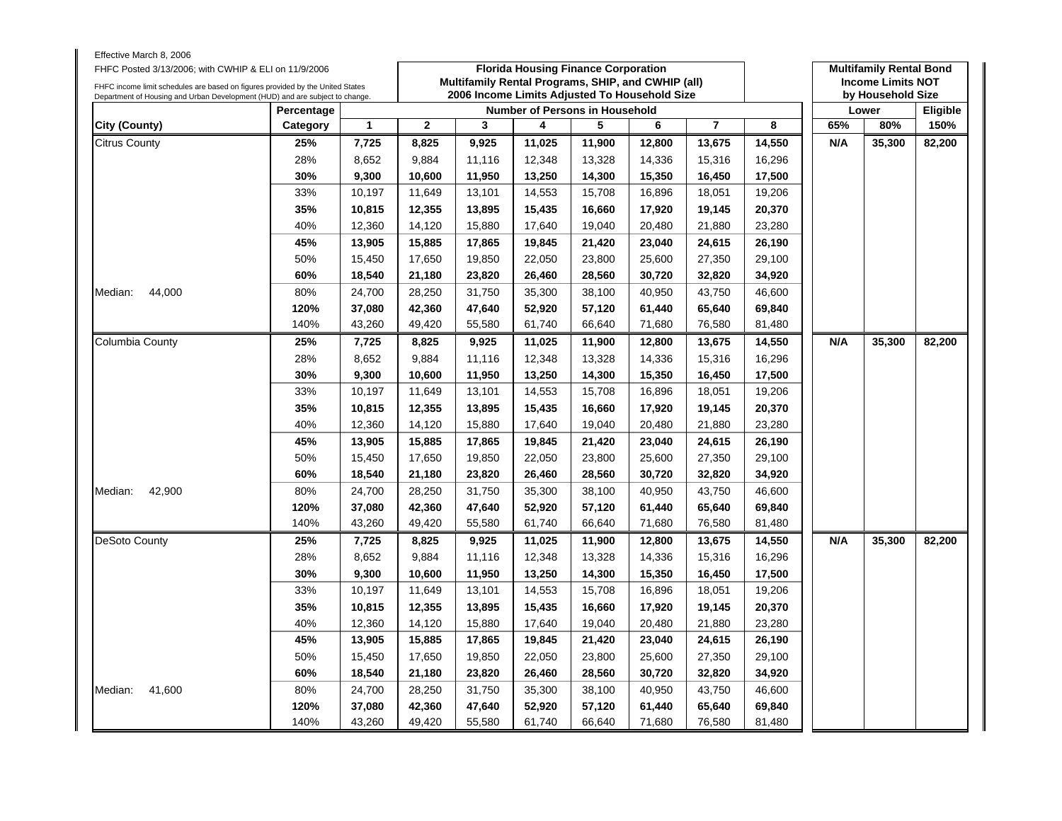Effective March 8, 2006

FHFC Posted 3/13/2006; with CWHIP & ELI on 11/9/2006

FHFC income limit schedules are based on figures provided by the United States Department of Housing and Urban Development (HUD) and are subject to change.

**Florida Housing Finance Corporation**
**Multifamily Rental Programs, SHIP, and CWHIP (all)**
**2006 Income Limits Adjusted To Household Size**

**Multifamily Rental Bond Income Limits NOT by Household Size**

| City (County) | Percentage Category | Number of Persons in Household 1 | 2 | 3 | 4 | 5 | 6 | 7 | 8 | Lower 65% | Lower 80% | Eligible 150% |
|---|---|---|---|---|---|---|---|---|---|---|---|---|
| Citrus County | **25%** | **7,725** | **8,825** | **9,925** | **11,025** | **11,900** | **12,800** | **13,675** | **14,550** | **N/A** | **35,300** | **82,200** |
| | 28% | 8,652 | 9,884 | 11,116 | 12,348 | 13,328 | 14,336 | 15,316 | 16,296 | | | |
| | **30%** | **9,300** | **10,600** | **11,950** | **13,250** | **14,300** | **15,350** | **16,450** | **17,500** | | | |
| | 33% | 10,197 | 11,649 | 13,101 | 14,553 | 15,708 | 16,896 | 18,051 | 19,206 | | | |
| | **35%** | **10,815** | **12,355** | **13,895** | **15,435** | **16,660** | **17,920** | **19,145** | **20,370** | | | |
| | 40% | 12,360 | 14,120 | 15,880 | 17,640 | 19,040 | 20,480 | 21,880 | 23,280 | | | |
| | **45%** | **13,905** | **15,885** | **17,865** | **19,845** | **21,420** | **23,040** | **24,615** | **26,190** | | | |
| | 50% | 15,450 | 17,650 | 19,850 | 22,050 | 23,800 | 25,600 | 27,350 | 29,100 | | | |
| | **60%** | **18,540** | **21,180** | **23,820** | **26,460** | **28,560** | **30,720** | **32,820** | **34,920** | | | |
| Median: 44,000 | 80% | 24,700 | 28,250 | 31,750 | 35,300 | 38,100 | 40,950 | 43,750 | 46,600 | | | |
| | **120%** | **37,080** | **42,360** | **47,640** | **52,920** | **57,120** | **61,440** | **65,640** | **69,840** | | | |
| | 140% | 43,260 | 49,420 | 55,580 | 61,740 | 66,640 | 71,680 | 76,580 | 81,480 | | | |
| Columbia County | **25%** | **7,725** | **8,825** | **9,925** | **11,025** | **11,900** | **12,800** | **13,675** | **14,550** | **N/A** | **35,300** | **82,200** |
| | 28% | 8,652 | 9,884 | 11,116 | 12,348 | 13,328 | 14,336 | 15,316 | 16,296 | | | |
| | **30%** | **9,300** | **10,600** | **11,950** | **13,250** | **14,300** | **15,350** | **16,450** | **17,500** | | | |
| | 33% | 10,197 | 11,649 | 13,101 | 14,553 | 15,708 | 16,896 | 18,051 | 19,206 | | | |
| | **35%** | **10,815** | **12,355** | **13,895** | **15,435** | **16,660** | **17,920** | **19,145** | **20,370** | | | |
| | 40% | 12,360 | 14,120 | 15,880 | 17,640 | 19,040 | 20,480 | 21,880 | 23,280 | | | |
| | **45%** | **13,905** | **15,885** | **17,865** | **19,845** | **21,420** | **23,040** | **24,615** | **26,190** | | | |
| | 50% | 15,450 | 17,650 | 19,850 | 22,050 | 23,800 | 25,600 | 27,350 | 29,100 | | | |
| | **60%** | **18,540** | **21,180** | **23,820** | **26,460** | **28,560** | **30,720** | **32,820** | **34,920** | | | |
| Median: 42,900 | 80% | 24,700 | 28,250 | 31,750 | 35,300 | 38,100 | 40,950 | 43,750 | 46,600 | | | |
| | **120%** | **37,080** | **42,360** | **47,640** | **52,920** | **57,120** | **61,440** | **65,640** | **69,840** | | | |
| | 140% | 43,260 | 49,420 | 55,580 | 61,740 | 66,640 | 71,680 | 76,580 | 81,480 | | | |
| DeSoto County | **25%** | **7,725** | **8,825** | **9,925** | **11,025** | **11,900** | **12,800** | **13,675** | **14,550** | **N/A** | **35,300** | **82,200** |
| | 28% | 8,652 | 9,884 | 11,116 | 12,348 | 13,328 | 14,336 | 15,316 | 16,296 | | | |
| | **30%** | **9,300** | **10,600** | **11,950** | **13,250** | **14,300** | **15,350** | **16,450** | **17,500** | | | |
| | 33% | 10,197 | 11,649 | 13,101 | 14,553 | 15,708 | 16,896 | 18,051 | 19,206 | | | |
| | **35%** | **10,815** | **12,355** | **13,895** | **15,435** | **16,660** | **17,920** | **19,145** | **20,370** | | | |
| | 40% | 12,360 | 14,120 | 15,880 | 17,640 | 19,040 | 20,480 | 21,880 | 23,280 | | | |
| | **45%** | **13,905** | **15,885** | **17,865** | **19,845** | **21,420** | **23,040** | **24,615** | **26,190** | | | |
| | 50% | 15,450 | 17,650 | 19,850 | 22,050 | 23,800 | 25,600 | 27,350 | 29,100 | | | |
| | **60%** | **18,540** | **21,180** | **23,820** | **26,460** | **28,560** | **30,720** | **32,820** | **34,920** | | | |
| Median: 41,600 | 80% | 24,700 | 28,250 | 31,750 | 35,300 | 38,100 | 40,950 | 43,750 | 46,600 | | | |
| | **120%** | **37,080** | **42,360** | **47,640** | **52,920** | **57,120** | **61,440** | **65,640** | **69,840** | | | |
| | 140% | 43,260 | 49,420 | 55,580 | 61,740 | 66,640 | 71,680 | 76,580 | 81,480 | | | |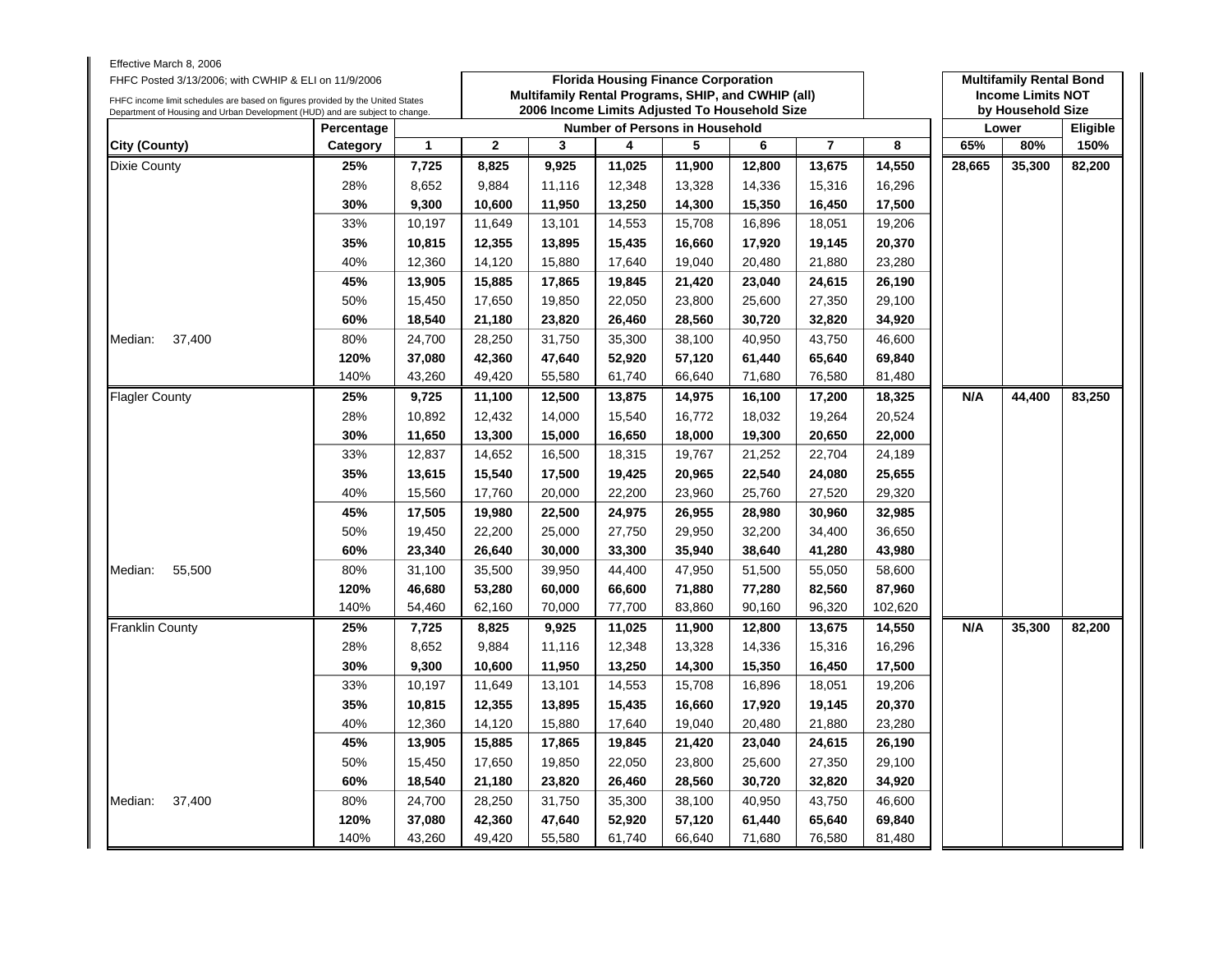Effective March 8, 2006

FHFC Posted 3/13/2006; with CWHIP & ELI on 11/9/2006

FHFC income limit schedules are based on figures provided by the United States Department of Housing and Urban Development (HUD) and are subject to change.

**Florida Housing Finance Corporation**
**Multifamily Rental Programs, SHIP, and CWHIP (all)**
**2006 Income Limits Adjusted To Household Size**

**Multifamily Rental Bond Income Limits NOT by Household Size**

| | Percentage | Number of Persons in Household | | | | | | | | Lower | | Eligible |
|---|---|---|---|---|---|---|---|---|---|---|---|---|
| **City (County)** | **Category** | **1** | **2** | **3** | **4** | **5** | **6** | **7** | **8** | **65%** | **80%** | **150%** |
| Dixie County | **25%** | **7,725** | **8,825** | **9,925** | **11,025** | **11,900** | **12,800** | **13,675** | **14,550** | **28,665** | **35,300** | **82,200** |
| | 28% | 8,652 | 9,884 | 11,116 | 12,348 | 13,328 | 14,336 | 15,316 | 16,296 | | | |
| | **30%** | **9,300** | **10,600** | **11,950** | **13,250** | **14,300** | **15,350** | **16,450** | **17,500** | | | |
| | 33% | 10,197 | 11,649 | 13,101 | 14,553 | 15,708 | 16,896 | 18,051 | 19,206 | | | |
| | **35%** | **10,815** | **12,355** | **13,895** | **15,435** | **16,660** | **17,920** | **19,145** | **20,370** | | | |
| | 40% | 12,360 | 14,120 | 15,880 | 17,640 | 19,040 | 20,480 | 21,880 | 23,280 | | | |
| | **45%** | **13,905** | **15,885** | **17,865** | **19,845** | **21,420** | **23,040** | **24,615** | **26,190** | | | |
| | 50% | 15,450 | 17,650 | 19,850 | 22,050 | 23,800 | 25,600 | 27,350 | 29,100 | | | |
| | **60%** | **18,540** | **21,180** | **23,820** | **26,460** | **28,560** | **30,720** | **32,820** | **34,920** | | | |
| Median: 37,400 | 80% | 24,700 | 28,250 | 31,750 | 35,300 | 38,100 | 40,950 | 43,750 | 46,600 | | | |
| | **120%** | **37,080** | **42,360** | **47,640** | **52,920** | **57,120** | **61,440** | **65,640** | **69,840** | | | |
| | 140% | 43,260 | 49,420 | 55,580 | 61,740 | 66,640 | 71,680 | 76,580 | 81,480 | | | |
| Flagler County | **25%** | **9,725** | **11,100** | **12,500** | **13,875** | **14,975** | **16,100** | **17,200** | **18,325** | **N/A** | **44,400** | **83,250** |
| | 28% | 10,892 | 12,432 | 14,000 | 15,540 | 16,772 | 18,032 | 19,264 | 20,524 | | | |
| | **30%** | **11,650** | **13,300** | **15,000** | **16,650** | **18,000** | **19,300** | **20,650** | **22,000** | | | |
| | 33% | 12,837 | 14,652 | 16,500 | 18,315 | 19,767 | 21,252 | 22,704 | 24,189 | | | |
| | **35%** | **13,615** | **15,540** | **17,500** | **19,425** | **20,965** | **22,540** | **24,080** | **25,655** | | | |
| | 40% | 15,560 | 17,760 | 20,000 | 22,200 | 23,960 | 25,760 | 27,520 | 29,320 | | | |
| | **45%** | **17,505** | **19,980** | **22,500** | **24,975** | **26,955** | **28,980** | **30,960** | **32,985** | | | |
| | 50% | 19,450 | 22,200 | 25,000 | 27,750 | 29,950 | 32,200 | 34,400 | 36,650 | | | |
| | **60%** | **23,340** | **26,640** | **30,000** | **33,300** | **35,940** | **38,640** | **41,280** | **43,980** | | | |
| Median: 55,500 | 80% | 31,100 | 35,500 | 39,950 | 44,400 | 47,950 | 51,500 | 55,050 | 58,600 | | | |
| | **120%** | **46,680** | **53,280** | **60,000** | **66,600** | **71,880** | **77,280** | **82,560** | **87,960** | | | |
| | 140% | 54,460 | 62,160 | 70,000 | 77,700 | 83,860 | 90,160 | 96,320 | 102,620 | | | |
| Franklin County | **25%** | **7,725** | **8,825** | **9,925** | **11,025** | **11,900** | **12,800** | **13,675** | **14,550** | **N/A** | **35,300** | **82,200** |
| | 28% | 8,652 | 9,884 | 11,116 | 12,348 | 13,328 | 14,336 | 15,316 | 16,296 | | | |
| | **30%** | **9,300** | **10,600** | **11,950** | **13,250** | **14,300** | **15,350** | **16,450** | **17,500** | | | |
| | 33% | 10,197 | 11,649 | 13,101 | 14,553 | 15,708 | 16,896 | 18,051 | 19,206 | | | |
| | **35%** | **10,815** | **12,355** | **13,895** | **15,435** | **16,660** | **17,920** | **19,145** | **20,370** | | | |
| | 40% | 12,360 | 14,120 | 15,880 | 17,640 | 19,040 | 20,480 | 21,880 | 23,280 | | | |
| | **45%** | **13,905** | **15,885** | **17,865** | **19,845** | **21,420** | **23,040** | **24,615** | **26,190** | | | |
| | 50% | 15,450 | 17,650 | 19,850 | 22,050 | 23,800 | 25,600 | 27,350 | 29,100 | | | |
| | **60%** | **18,540** | **21,180** | **23,820** | **26,460** | **28,560** | **30,720** | **32,820** | **34,920** | | | |
| Median: 37,400 | 80% | 24,700 | 28,250 | 31,750 | 35,300 | 38,100 | 40,950 | 43,750 | 46,600 | | | |
| | **120%** | **37,080** | **42,360** | **47,640** | **52,920** | **57,120** | **61,440** | **65,640** | **69,840** | | | |
| | 140% | 43,260 | 49,420 | 55,580 | 61,740 | 66,640 | 71,680 | 76,580 | 81,480 | | | |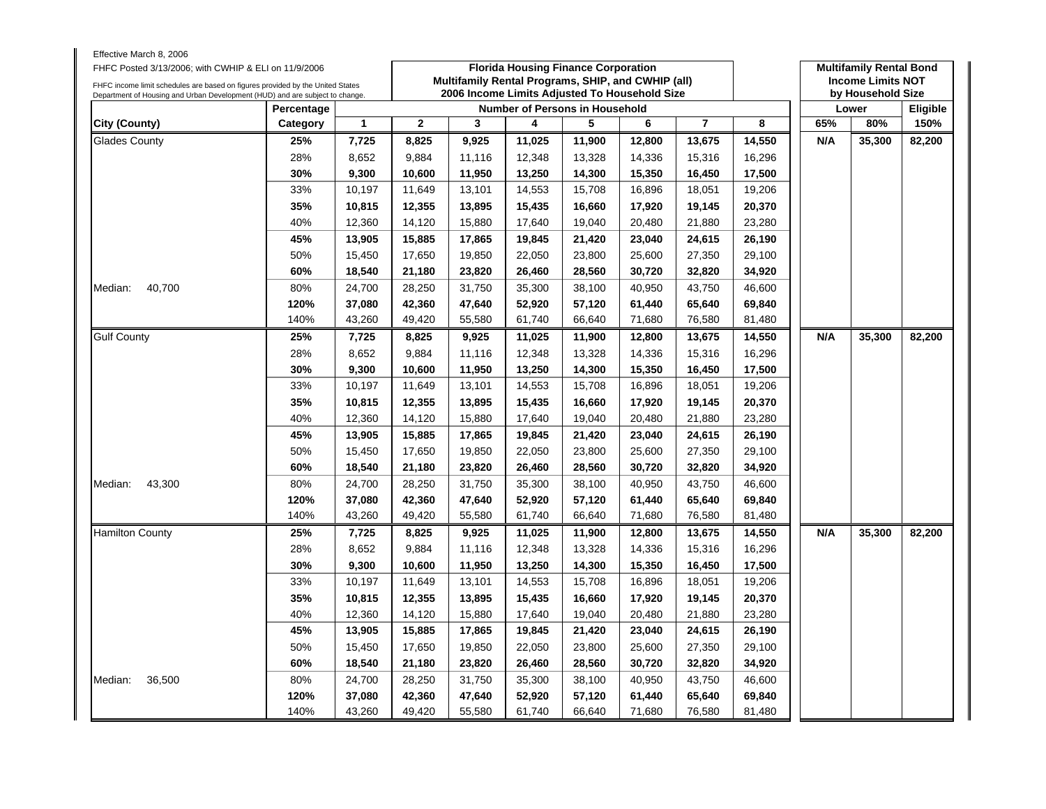Effective March 8, 2006

FHFC Posted 3/13/2006; with CWHIP & ELI on 11/9/2006

FHFC income limit schedules are based on figures provided by the United States Department of Housing and Urban Development (HUD) and are subject to change.

**Florida Housing Finance Corporation**
**Multifamily Rental Programs, SHIP, and CWHIP (all)**
**2006 Income Limits Adjusted To Household Size**

**Multifamily Rental Bond Income Limits NOT by Household Size**

| | Percentage | Number of Persons in Household | | | | | | | | Lower | | Eligible |
|---|---|---|---|---|---|---|---|---|---|---|---|---|
| **City (County)** | **Category** | **1** | **2** | **3** | **4** | **5** | **6** | **7** | **8** | **65%** | **80%** | **150%** |
| Glades County | **25%** | **7,725** | **8,825** | **9,925** | **11,025** | **11,900** | **12,800** | **13,675** | **14,550** | **N/A** | **35,300** | **82,200** |
| | 28% | 8,652 | 9,884 | 11,116 | 12,348 | 13,328 | 14,336 | 15,316 | 16,296 | | | |
| | **30%** | **9,300** | **10,600** | **11,950** | **13,250** | **14,300** | **15,350** | **16,450** | **17,500** | | | |
| | 33% | 10,197 | 11,649 | 13,101 | 14,553 | 15,708 | 16,896 | 18,051 | 19,206 | | | |
| | **35%** | **10,815** | **12,355** | **13,895** | **15,435** | **16,660** | **17,920** | **19,145** | **20,370** | | | |
| | 40% | 12,360 | 14,120 | 15,880 | 17,640 | 19,040 | 20,480 | 21,880 | 23,280 | | | |
| | **45%** | **13,905** | **15,885** | **17,865** | **19,845** | **21,420** | **23,040** | **24,615** | **26,190** | | | |
| | 50% | 15,450 | 17,650 | 19,850 | 22,050 | 23,800 | 25,600 | 27,350 | 29,100 | | | |
| | **60%** | **18,540** | **21,180** | **23,820** | **26,460** | **28,560** | **30,720** | **32,820** | **34,920** | | | |
| Median: 40,700 | 80% | 24,700 | 28,250 | 31,750 | 35,300 | 38,100 | 40,950 | 43,750 | 46,600 | | | |
| | **120%** | **37,080** | **42,360** | **47,640** | **52,920** | **57,120** | **61,440** | **65,640** | **69,840** | | | |
| | 140% | 43,260 | 49,420 | 55,580 | 61,740 | 66,640 | 71,680 | 76,580 | 81,480 | | | |
| Gulf County | **25%** | **7,725** | **8,825** | **9,925** | **11,025** | **11,900** | **12,800** | **13,675** | **14,550** | **N/A** | **35,300** | **82,200** |
| | 28% | 8,652 | 9,884 | 11,116 | 12,348 | 13,328 | 14,336 | 15,316 | 16,296 | | | |
| | **30%** | **9,300** | **10,600** | **11,950** | **13,250** | **14,300** | **15,350** | **16,450** | **17,500** | | | |
| | 33% | 10,197 | 11,649 | 13,101 | 14,553 | 15,708 | 16,896 | 18,051 | 19,206 | | | |
| | **35%** | **10,815** | **12,355** | **13,895** | **15,435** | **16,660** | **17,920** | **19,145** | **20,370** | | | |
| | 40% | 12,360 | 14,120 | 15,880 | 17,640 | 19,040 | 20,480 | 21,880 | 23,280 | | | |
| | **45%** | **13,905** | **15,885** | **17,865** | **19,845** | **21,420** | **23,040** | **24,615** | **26,190** | | | |
| | 50% | 15,450 | 17,650 | 19,850 | 22,050 | 23,800 | 25,600 | 27,350 | 29,100 | | | |
| | **60%** | **18,540** | **21,180** | **23,820** | **26,460** | **28,560** | **30,720** | **32,820** | **34,920** | | | |
| Median: 43,300 | 80% | 24,700 | 28,250 | 31,750 | 35,300 | 38,100 | 40,950 | 43,750 | 46,600 | | | |
| | **120%** | **37,080** | **42,360** | **47,640** | **52,920** | **57,120** | **61,440** | **65,640** | **69,840** | | | |
| | 140% | 43,260 | 49,420 | 55,580 | 61,740 | 66,640 | 71,680 | 76,580 | 81,480 | | | |
| Hamilton County | **25%** | **7,725** | **8,825** | **9,925** | **11,025** | **11,900** | **12,800** | **13,675** | **14,550** | **N/A** | **35,300** | **82,200** |
| | 28% | 8,652 | 9,884 | 11,116 | 12,348 | 13,328 | 14,336 | 15,316 | 16,296 | | | |
| | **30%** | **9,300** | **10,600** | **11,950** | **13,250** | **14,300** | **15,350** | **16,450** | **17,500** | | | |
| | 33% | 10,197 | 11,649 | 13,101 | 14,553 | 15,708 | 16,896 | 18,051 | 19,206 | | | |
| | **35%** | **10,815** | **12,355** | **13,895** | **15,435** | **16,660** | **17,920** | **19,145** | **20,370** | | | |
| | 40% | 12,360 | 14,120 | 15,880 | 17,640 | 19,040 | 20,480 | 21,880 | 23,280 | | | |
| | **45%** | **13,905** | **15,885** | **17,865** | **19,845** | **21,420** | **23,040** | **24,615** | **26,190** | | | |
| | 50% | 15,450 | 17,650 | 19,850 | 22,050 | 23,800 | 25,600 | 27,350 | 29,100 | | | |
| | **60%** | **18,540** | **21,180** | **23,820** | **26,460** | **28,560** | **30,720** | **32,820** | **34,920** | | | |
| Median: 36,500 | 80% | 24,700 | 28,250 | 31,750 | 35,300 | 38,100 | 40,950 | 43,750 | 46,600 | | | |
| | **120%** | **37,080** | **42,360** | **47,640** | **52,920** | **57,120** | **61,440** | **65,640** | **69,840** | | | |
| | 140% | 43,260 | 49,420 | 55,580 | 61,740 | 66,640 | 71,680 | 76,580 | 81,480 | | | |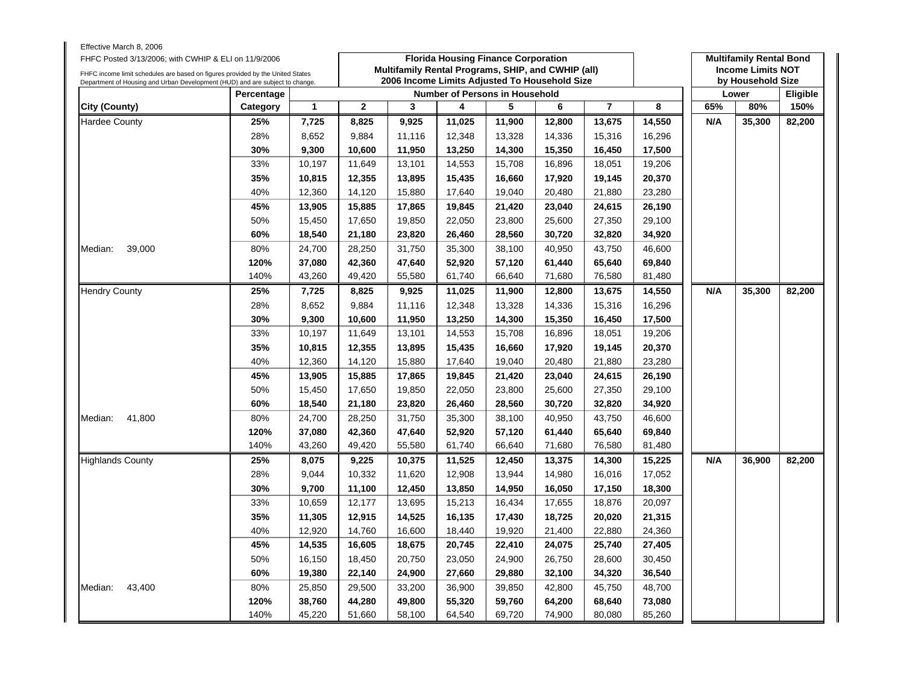Effective March 8, 2006

FHFC Posted 3/13/2006; with CWHIP & ELI on 11/9/2006

FHFC income limit schedules are based on figures provided by the United States Department of Housing and Urban Development (HUD) and are subject to change.

**Florida Housing Finance Corporation**
**Multifamily Rental Programs, SHIP, and CWHIP (all)**
**2006 Income Limits Adjusted To Household Size**

**Multifamily Rental Bond Income Limits NOT by Household Size**

| City (County) | Percentage Category | 1 | 2 | 3 | 4 | 5 | 6 | 7 | 8 | Lower 65% | Lower 80% | Eligible 150% |
|---|---|---|---|---|---|---|---|---|---|---|---|---|
| Hardee County | **25%** | **7,725** | **8,825** | **9,925** | **11,025** | **11,900** | **12,800** | **13,675** | **14,550** | **N/A** | **35,300** | **82,200** |
| | 28% | 8,652 | 9,884 | 11,116 | 12,348 | 13,328 | 14,336 | 15,316 | 16,296 | | | |
| | **30%** | **9,300** | **10,600** | **11,950** | **13,250** | **14,300** | **15,350** | **16,450** | **17,500** | | | |
| | 33% | 10,197 | 11,649 | 13,101 | 14,553 | 15,708 | 16,896 | 18,051 | 19,206 | | | |
| | **35%** | **10,815** | **12,355** | **13,895** | **15,435** | **16,660** | **17,920** | **19,145** | **20,370** | | | |
| | 40% | 12,360 | 14,120 | 15,880 | 17,640 | 19,040 | 20,480 | 21,880 | 23,280 | | | |
| | **45%** | **13,905** | **15,885** | **17,865** | **19,845** | **21,420** | **23,040** | **24,615** | **26,190** | | | |
| | 50% | 15,450 | 17,650 | 19,850 | 22,050 | 23,800 | 25,600 | 27,350 | 29,100 | | | |
| | **60%** | **18,540** | **21,180** | **23,820** | **26,460** | **28,560** | **30,720** | **32,820** | **34,920** | | | |
| Median: 39,000 | 80% | 24,700 | 28,250 | 31,750 | 35,300 | 38,100 | 40,950 | 43,750 | 46,600 | | | |
| | **120%** | **37,080** | **42,360** | **47,640** | **52,920** | **57,120** | **61,440** | **65,640** | **69,840** | | | |
| | 140% | 43,260 | 49,420 | 55,580 | 61,740 | 66,640 | 71,680 | 76,580 | 81,480 | | | |
| Hendry County | **25%** | **7,725** | **8,825** | **9,925** | **11,025** | **11,900** | **12,800** | **13,675** | **14,550** | **N/A** | **35,300** | **82,200** |
| | 28% | 8,652 | 9,884 | 11,116 | 12,348 | 13,328 | 14,336 | 15,316 | 16,296 | | | |
| | **30%** | **9,300** | **10,600** | **11,950** | **13,250** | **14,300** | **15,350** | **16,450** | **17,500** | | | |
| | 33% | 10,197 | 11,649 | 13,101 | 14,553 | 15,708 | 16,896 | 18,051 | 19,206 | | | |
| | **35%** | **10,815** | **12,355** | **13,895** | **15,435** | **16,660** | **17,920** | **19,145** | **20,370** | | | |
| | 40% | 12,360 | 14,120 | 15,880 | 17,640 | 19,040 | 20,480 | 21,880 | 23,280 | | | |
| | **45%** | **13,905** | **15,885** | **17,865** | **19,845** | **21,420** | **23,040** | **24,615** | **26,190** | | | |
| | 50% | 15,450 | 17,650 | 19,850 | 22,050 | 23,800 | 25,600 | 27,350 | 29,100 | | | |
| | **60%** | **18,540** | **21,180** | **23,820** | **26,460** | **28,560** | **30,720** | **32,820** | **34,920** | | | |
| Median: 41,800 | 80% | 24,700 | 28,250 | 31,750 | 35,300 | 38,100 | 40,950 | 43,750 | 46,600 | | | |
| | **120%** | **37,080** | **42,360** | **47,640** | **52,920** | **57,120** | **61,440** | **65,640** | **69,840** | | | |
| | 140% | 43,260 | 49,420 | 55,580 | 61,740 | 66,640 | 71,680 | 76,580 | 81,480 | | | |
| Highlands County | **25%** | **8,075** | **9,225** | **10,375** | **11,525** | **12,450** | **13,375** | **14,300** | **15,225** | **N/A** | **36,900** | **82,200** |
| | 28% | 9,044 | 10,332 | 11,620 | 12,908 | 13,944 | 14,980 | 16,016 | 17,052 | | | |
| | **30%** | **9,700** | **11,100** | **12,450** | **13,850** | **14,950** | **16,050** | **17,150** | **18,300** | | | |
| | 33% | 10,659 | 12,177 | 13,695 | 15,213 | 16,434 | 17,655 | 18,876 | 20,097 | | | |
| | **35%** | **11,305** | **12,915** | **14,525** | **16,135** | **17,430** | **18,725** | **20,020** | **21,315** | | | |
| | 40% | 12,920 | 14,760 | 16,600 | 18,440 | 19,920 | 21,400 | 22,880 | 24,360 | | | |
| | **45%** | **14,535** | **16,605** | **18,675** | **20,745** | **22,410** | **24,075** | **25,740** | **27,405** | | | |
| | 50% | 16,150 | 18,450 | 20,750 | 23,050 | 24,900 | 26,750 | 28,600 | 30,450 | | | |
| | **60%** | **19,380** | **22,140** | **24,900** | **27,660** | **29,880** | **32,100** | **34,320** | **36,540** | | | |
| Median: 43,400 | 80% | 25,850 | 29,500 | 33,200 | 36,900 | 39,850 | 42,800 | 45,750 | 48,700 | | | |
| | **120%** | **38,760** | **44,280** | **49,800** | **55,320** | **59,760** | **64,200** | **68,640** | **73,080** | | | |
| | 140% | 45,220 | 51,660 | 58,100 | 64,540 | 69,720 | 74,900 | 80,080 | 85,260 | | | |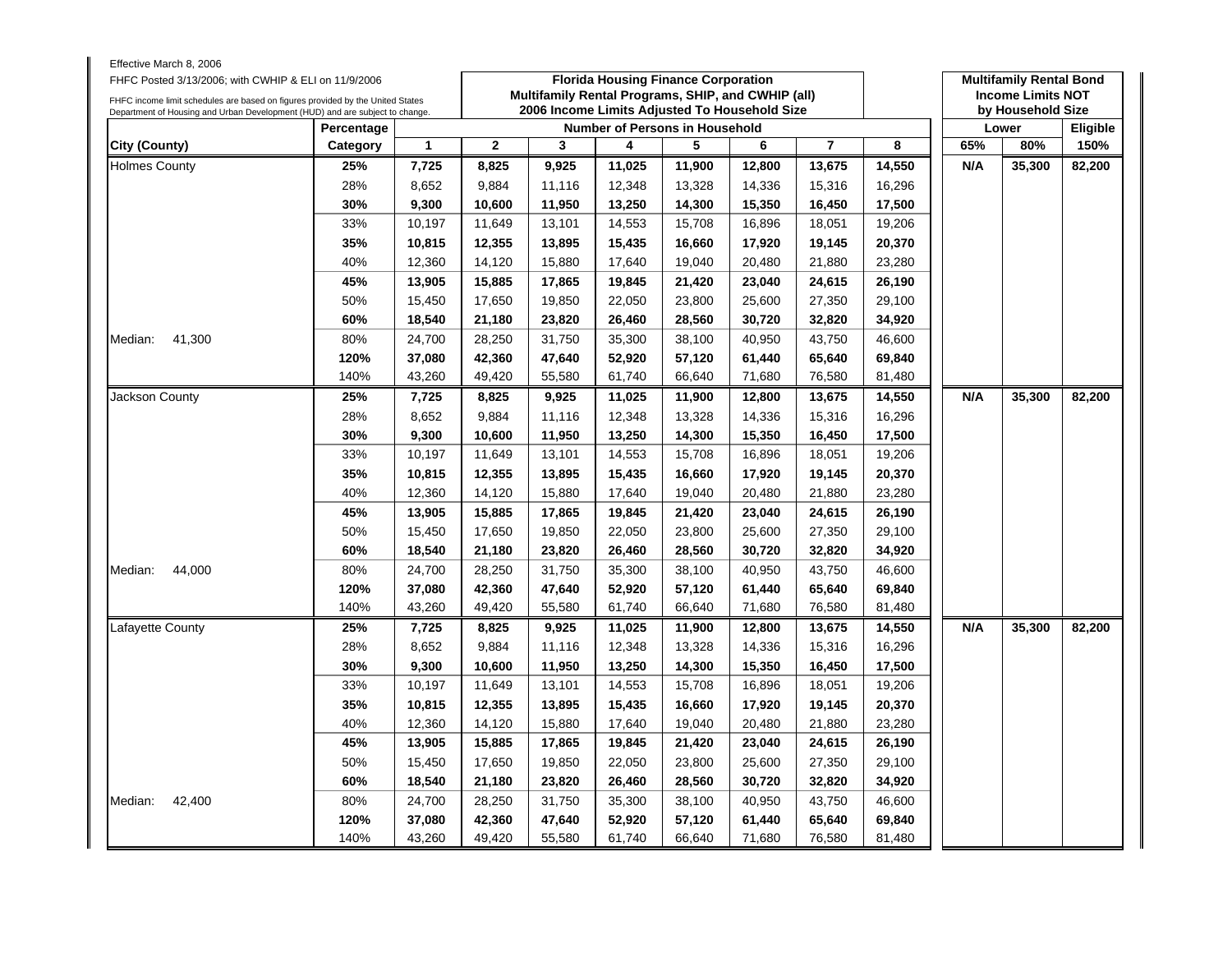Effective March 8, 2006

FHFC Posted 3/13/2006; with CWHIP & ELI on 11/9/2006

FHFC income limit schedules are based on figures provided by the United States Department of Housing and Urban Development (HUD) and are subject to change.

**Florida Housing Finance Corporation**
**Multifamily Rental Programs, SHIP, and CWHIP (all)**
**2006 Income Limits Adjusted To Household Size**

**Multifamily Rental Bond Income Limits NOT by Household Size**

| City (County) | Percentage Category | Number of Persons in Household 1 | 2 | 3 | 4 | 5 | 6 | 7 | 8 | Lower 65% | Lower 80% | Eligible 150% |
|---|---|---|---|---|---|---|---|---|---|---|---|---|
| Holmes County | **25%** | **7,725** | **8,825** | **9,925** | **11,025** | **11,900** | **12,800** | **13,675** | **14,550** | **N/A** | **35,300** | **82,200** |
| | 28% | 8,652 | 9,884 | 11,116 | 12,348 | 13,328 | 14,336 | 15,316 | 16,296 | | | |
| | **30%** | **9,300** | **10,600** | **11,950** | **13,250** | **14,300** | **15,350** | **16,450** | **17,500** | | | |
| | 33% | 10,197 | 11,649 | 13,101 | 14,553 | 15,708 | 16,896 | 18,051 | 19,206 | | | |
| | **35%** | **10,815** | **12,355** | **13,895** | **15,435** | **16,660** | **17,920** | **19,145** | **20,370** | | | |
| | 40% | 12,360 | 14,120 | 15,880 | 17,640 | 19,040 | 20,480 | 21,880 | 23,280 | | | |
| | **45%** | **13,905** | **15,885** | **17,865** | **19,845** | **21,420** | **23,040** | **24,615** | **26,190** | | | |
| | 50% | 15,450 | 17,650 | 19,850 | 22,050 | 23,800 | 25,600 | 27,350 | 29,100 | | | |
| | **60%** | **18,540** | **21,180** | **23,820** | **26,460** | **28,560** | **30,720** | **32,820** | **34,920** | | | |
| Median: 41,300 | 80% | 24,700 | 28,250 | 31,750 | 35,300 | 38,100 | 40,950 | 43,750 | 46,600 | | | |
| | **120%** | **37,080** | **42,360** | **47,640** | **52,920** | **57,120** | **61,440** | **65,640** | **69,840** | | | |
| | 140% | 43,260 | 49,420 | 55,580 | 61,740 | 66,640 | 71,680 | 76,580 | 81,480 | | | |
| Jackson County | **25%** | **7,725** | **8,825** | **9,925** | **11,025** | **11,900** | **12,800** | **13,675** | **14,550** | **N/A** | **35,300** | **82,200** |
| | 28% | 8,652 | 9,884 | 11,116 | 12,348 | 13,328 | 14,336 | 15,316 | 16,296 | | | |
| | **30%** | **9,300** | **10,600** | **11,950** | **13,250** | **14,300** | **15,350** | **16,450** | **17,500** | | | |
| | 33% | 10,197 | 11,649 | 13,101 | 14,553 | 15,708 | 16,896 | 18,051 | 19,206 | | | |
| | **35%** | **10,815** | **12,355** | **13,895** | **15,435** | **16,660** | **17,920** | **19,145** | **20,370** | | | |
| | 40% | 12,360 | 14,120 | 15,880 | 17,640 | 19,040 | 20,480 | 21,880 | 23,280 | | | |
| | **45%** | **13,905** | **15,885** | **17,865** | **19,845** | **21,420** | **23,040** | **24,615** | **26,190** | | | |
| | 50% | 15,450 | 17,650 | 19,850 | 22,050 | 23,800 | 25,600 | 27,350 | 29,100 | | | |
| | **60%** | **18,540** | **21,180** | **23,820** | **26,460** | **28,560** | **30,720** | **32,820** | **34,920** | | | |
| Median: 44,000 | 80% | 24,700 | 28,250 | 31,750 | 35,300 | 38,100 | 40,950 | 43,750 | 46,600 | | | |
| | **120%** | **37,080** | **42,360** | **47,640** | **52,920** | **57,120** | **61,440** | **65,640** | **69,840** | | | |
| | 140% | 43,260 | 49,420 | 55,580 | 61,740 | 66,640 | 71,680 | 76,580 | 81,480 | | | |
| Lafayette County | **25%** | **7,725** | **8,825** | **9,925** | **11,025** | **11,900** | **12,800** | **13,675** | **14,550** | **N/A** | **35,300** | **82,200** |
| | 28% | 8,652 | 9,884 | 11,116 | 12,348 | 13,328 | 14,336 | 15,316 | 16,296 | | | |
| | **30%** | **9,300** | **10,600** | **11,950** | **13,250** | **14,300** | **15,350** | **16,450** | **17,500** | | | |
| | 33% | 10,197 | 11,649 | 13,101 | 14,553 | 15,708 | 16,896 | 18,051 | 19,206 | | | |
| | **35%** | **10,815** | **12,355** | **13,895** | **15,435** | **16,660** | **17,920** | **19,145** | **20,370** | | | |
| | 40% | 12,360 | 14,120 | 15,880 | 17,640 | 19,040 | 20,480 | 21,880 | 23,280 | | | |
| | **45%** | **13,905** | **15,885** | **17,865** | **19,845** | **21,420** | **23,040** | **24,615** | **26,190** | | | |
| | 50% | 15,450 | 17,650 | 19,850 | 22,050 | 23,800 | 25,600 | 27,350 | 29,100 | | | |
| | **60%** | **18,540** | **21,180** | **23,820** | **26,460** | **28,560** | **30,720** | **32,820** | **34,920** | | | |
| Median: 42,400 | 80% | 24,700 | 28,250 | 31,750 | 35,300 | 38,100 | 40,950 | 43,750 | 46,600 | | | |
| | **120%** | **37,080** | **42,360** | **47,640** | **52,920** | **57,120** | **61,440** | **65,640** | **69,840** | | | |
| | 140% | 43,260 | 49,420 | 55,580 | 61,740 | 66,640 | 71,680 | 76,580 | 81,480 | | | |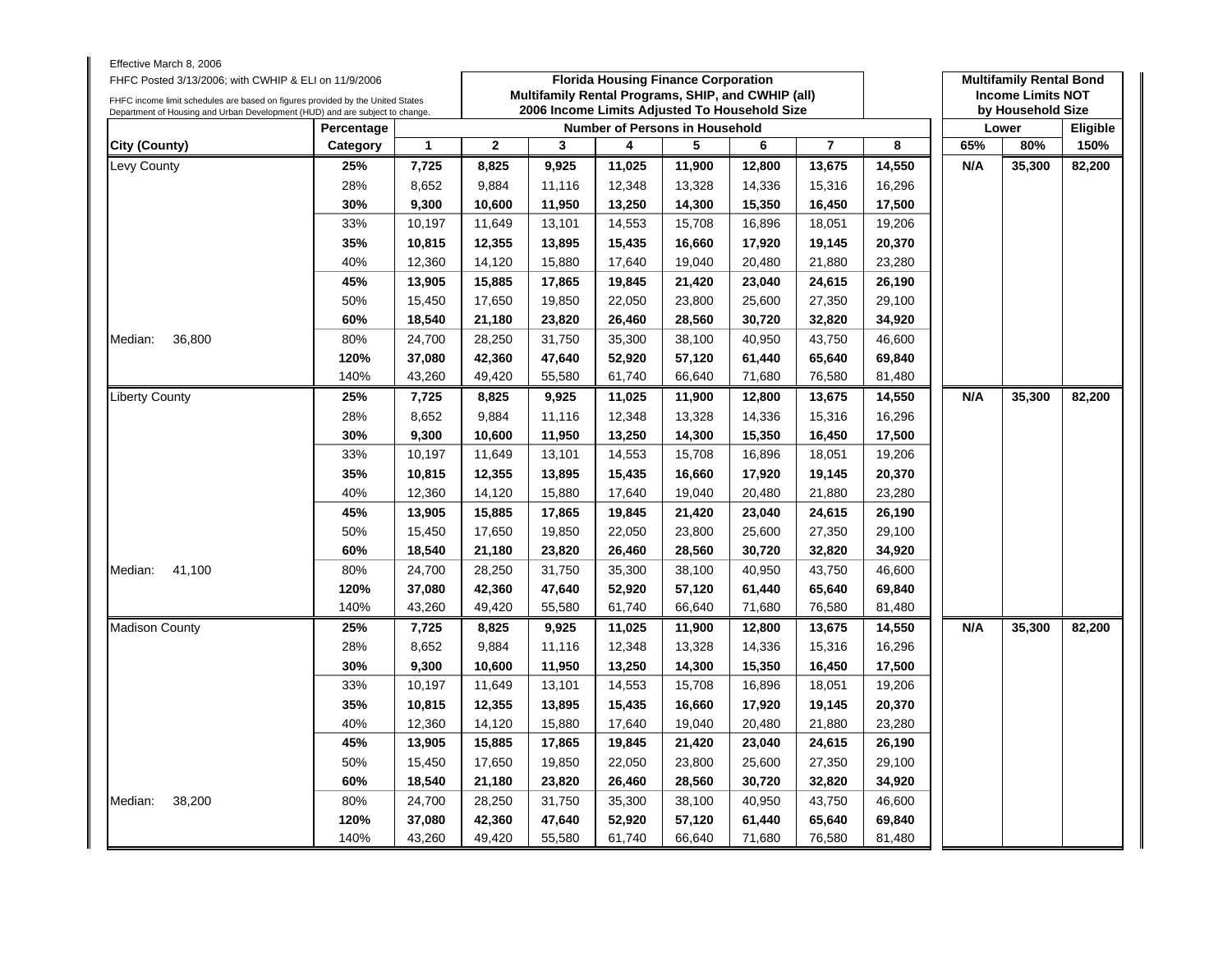Effective March 8, 2006

FHFC Posted 3/13/2006; with CWHIP & ELI on 11/9/2006

FHFC income limit schedules are based on figures provided by the United States Department of Housing and Urban Development (HUD) and are subject to change.

**Florida Housing Finance Corporation**
**Multifamily Rental Programs, SHIP, and CWHIP (all)**
**2006 Income Limits Adjusted To Household Size**

**Multifamily Rental Bond Income Limits NOT by Household Size**

| City (County) | Percentage Category | Number of Persons in Household 1 | 2 | 3 | 4 | 5 | 6 | 7 | 8 | Lower 65% | Lower 80% | Eligible 150% |
|---|---|---|---|---|---|---|---|---|---|---|---|---|
| Levy County | **25%** | **7,725** | **8,825** | **9,925** | **11,025** | **11,900** | **12,800** | **13,675** | **14,550** | **N/A** | **35,300** | **82,200** |
| | 28% | 8,652 | 9,884 | 11,116 | 12,348 | 13,328 | 14,336 | 15,316 | 16,296 | | | |
| | **30%** | **9,300** | **10,600** | **11,950** | **13,250** | **14,300** | **15,350** | **16,450** | **17,500** | | | |
| | 33% | 10,197 | 11,649 | 13,101 | 14,553 | 15,708 | 16,896 | 18,051 | 19,206 | | | |
| | **35%** | **10,815** | **12,355** | **13,895** | **15,435** | **16,660** | **17,920** | **19,145** | **20,370** | | | |
| | 40% | 12,360 | 14,120 | 15,880 | 17,640 | 19,040 | 20,480 | 21,880 | 23,280 | | | |
| | **45%** | **13,905** | **15,885** | **17,865** | **19,845** | **21,420** | **23,040** | **24,615** | **26,190** | | | |
| | 50% | 15,450 | 17,650 | 19,850 | 22,050 | 23,800 | 25,600 | 27,350 | 29,100 | | | |
| | **60%** | **18,540** | **21,180** | **23,820** | **26,460** | **28,560** | **30,720** | **32,820** | **34,920** | | | |
| Median: 36,800 | 80% | 24,700 | 28,250 | 31,750 | 35,300 | 38,100 | 40,950 | 43,750 | 46,600 | | | |
| | **120%** | **37,080** | **42,360** | **47,640** | **52,920** | **57,120** | **61,440** | **65,640** | **69,840** | | | |
| | 140% | 43,260 | 49,420 | 55,580 | 61,740 | 66,640 | 71,680 | 76,580 | 81,480 | | | |
| Liberty County | **25%** | **7,725** | **8,825** | **9,925** | **11,025** | **11,900** | **12,800** | **13,675** | **14,550** | **N/A** | **35,300** | **82,200** |
| | 28% | 8,652 | 9,884 | 11,116 | 12,348 | 13,328 | 14,336 | 15,316 | 16,296 | | | |
| | **30%** | **9,300** | **10,600** | **11,950** | **13,250** | **14,300** | **15,350** | **16,450** | **17,500** | | | |
| | 33% | 10,197 | 11,649 | 13,101 | 14,553 | 15,708 | 16,896 | 18,051 | 19,206 | | | |
| | **35%** | **10,815** | **12,355** | **13,895** | **15,435** | **16,660** | **17,920** | **19,145** | **20,370** | | | |
| | 40% | 12,360 | 14,120 | 15,880 | 17,640 | 19,040 | 20,480 | 21,880 | 23,280 | | | |
| | **45%** | **13,905** | **15,885** | **17,865** | **19,845** | **21,420** | **23,040** | **24,615** | **26,190** | | | |
| | 50% | 15,450 | 17,650 | 19,850 | 22,050 | 23,800 | 25,600 | 27,350 | 29,100 | | | |
| | **60%** | **18,540** | **21,180** | **23,820** | **26,460** | **28,560** | **30,720** | **32,820** | **34,920** | | | |
| Median: 41,100 | 80% | 24,700 | 28,250 | 31,750 | 35,300 | 38,100 | 40,950 | 43,750 | 46,600 | | | |
| | **120%** | **37,080** | **42,360** | **47,640** | **52,920** | **57,120** | **61,440** | **65,640** | **69,840** | | | |
| | 140% | 43,260 | 49,420 | 55,580 | 61,740 | 66,640 | 71,680 | 76,580 | 81,480 | | | |
| Madison County | **25%** | **7,725** | **8,825** | **9,925** | **11,025** | **11,900** | **12,800** | **13,675** | **14,550** | **N/A** | **35,300** | **82,200** |
| | 28% | 8,652 | 9,884 | 11,116 | 12,348 | 13,328 | 14,336 | 15,316 | 16,296 | | | |
| | **30%** | **9,300** | **10,600** | **11,950** | **13,250** | **14,300** | **15,350** | **16,450** | **17,500** | | | |
| | 33% | 10,197 | 11,649 | 13,101 | 14,553 | 15,708 | 16,896 | 18,051 | 19,206 | | | |
| | **35%** | **10,815** | **12,355** | **13,895** | **15,435** | **16,660** | **17,920** | **19,145** | **20,370** | | | |
| | 40% | 12,360 | 14,120 | 15,880 | 17,640 | 19,040 | 20,480 | 21,880 | 23,280 | | | |
| | **45%** | **13,905** | **15,885** | **17,865** | **19,845** | **21,420** | **23,040** | **24,615** | **26,190** | | | |
| | 50% | 15,450 | 17,650 | 19,850 | 22,050 | 23,800 | 25,600 | 27,350 | 29,100 | | | |
| | **60%** | **18,540** | **21,180** | **23,820** | **26,460** | **28,560** | **30,720** | **32,820** | **34,920** | | | |
| Median: 38,200 | 80% | 24,700 | 28,250 | 31,750 | 35,300 | 38,100 | 40,950 | 43,750 | 46,600 | | | |
| | **120%** | **37,080** | **42,360** | **47,640** | **52,920** | **57,120** | **61,440** | **65,640** | **69,840** | | | |
| | 140% | 43,260 | 49,420 | 55,580 | 61,740 | 66,640 | 71,680 | 76,580 | 81,480 | | | |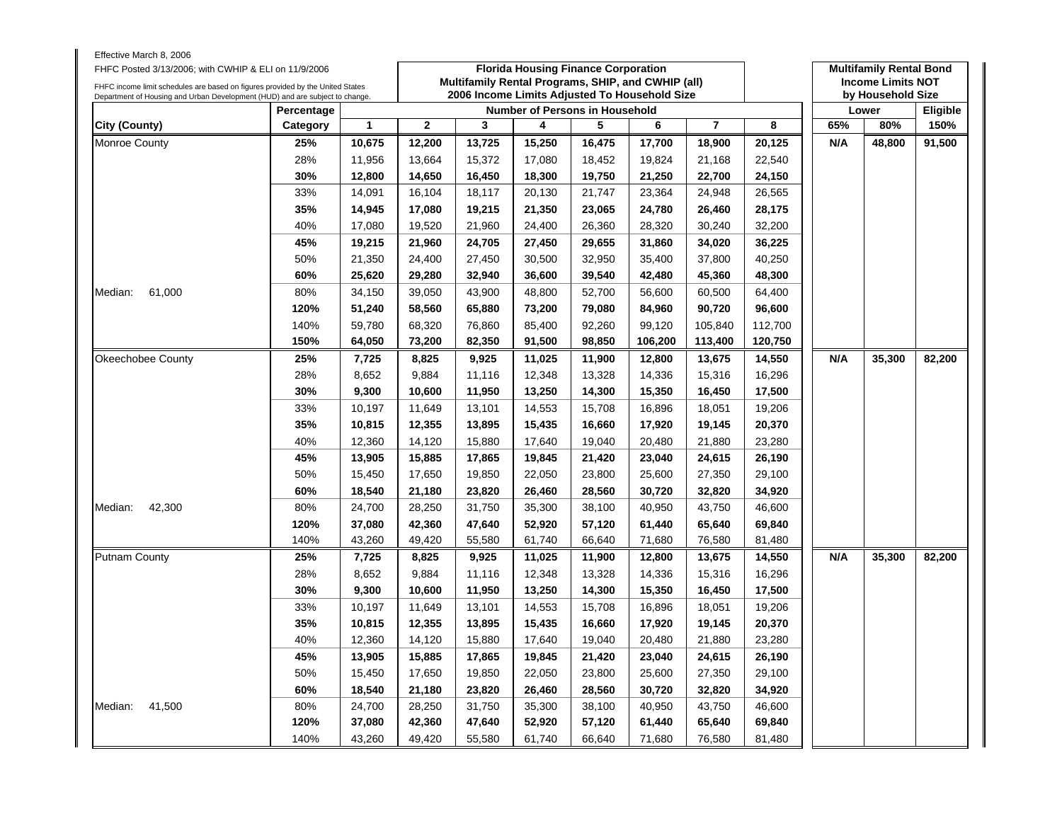Effective March 8, 2006

FHFC Posted 3/13/2006; with CWHIP & ELI on 11/9/2006

FHFC income limit schedules are based on figures provided by the United States Department of Housing and Urban Development (HUD) and are subject to change.

**Florida Housing Finance Corporation**
**Multifamily Rental Programs, SHIP, and CWHIP (all)**
**2006 Income Limits Adjusted To Household Size**

**Multifamily Rental Bond Income Limits NOT by Household Size**

| City (County) | Percentage Category | 1 | 2 | 3 | 4 | 5 | 6 | 7 | 8 | Lower 65% | Lower 80% | Eligible 150% |
|---|---|---|---|---|---|---|---|---|---|---|---|---|
| Monroe County | **25%** | **10,675** | **12,200** | **13,725** | **15,250** | **16,475** | **17,700** | **18,900** | **20,125** | **N/A** | **48,800** | **91,500** |
| | 28% | 11,956 | 13,664 | 15,372 | 17,080 | 18,452 | 19,824 | 21,168 | 22,540 | | | |
| | **30%** | **12,800** | **14,650** | **16,450** | **18,300** | **19,750** | **21,250** | **22,700** | **24,150** | | | |
| | 33% | 14,091 | 16,104 | 18,117 | 20,130 | 21,747 | 23,364 | 24,948 | 26,565 | | | |
| | **35%** | **14,945** | **17,080** | **19,215** | **21,350** | **23,065** | **24,780** | **26,460** | **28,175** | | | |
| | 40% | 17,080 | 19,520 | 21,960 | 24,400 | 26,360 | 28,320 | 30,240 | 32,200 | | | |
| | **45%** | **19,215** | **21,960** | **24,705** | **27,450** | **29,655** | **31,860** | **34,020** | **36,225** | | | |
| | 50% | 21,350 | 24,400 | 27,450 | 30,500 | 32,950 | 35,400 | 37,800 | 40,250 | | | |
| | **60%** | **25,620** | **29,280** | **32,940** | **36,600** | **39,540** | **42,480** | **45,360** | **48,300** | | | |
| Median: 61,000 | 80% | 34,150 | 39,050 | 43,900 | 48,800 | 52,700 | 56,600 | 60,500 | 64,400 | | | |
| | **120%** | **51,240** | **58,560** | **65,880** | **73,200** | **79,080** | **84,960** | **90,720** | **96,600** | | | |
| | 140% | 59,780 | 68,320 | 76,860 | 85,400 | 92,260 | 99,120 | 105,840 | 112,700 | | | |
| | **150%** | **64,050** | **73,200** | **82,350** | **91,500** | **98,850** | **106,200** | **113,400** | **120,750** | | | |
| Okeechobee County | **25%** | **7,725** | **8,825** | **9,925** | **11,025** | **11,900** | **12,800** | **13,675** | **14,550** | **N/A** | **35,300** | **82,200** |
| | 28% | 8,652 | 9,884 | 11,116 | 12,348 | 13,328 | 14,336 | 15,316 | 16,296 | | | |
| | **30%** | **9,300** | **10,600** | **11,950** | **13,250** | **14,300** | **15,350** | **16,450** | **17,500** | | | |
| | 33% | 10,197 | 11,649 | 13,101 | 14,553 | 15,708 | 16,896 | 18,051 | 19,206 | | | |
| | **35%** | **10,815** | **12,355** | **13,895** | **15,435** | **16,660** | **17,920** | **19,145** | **20,370** | | | |
| | 40% | 12,360 | 14,120 | 15,880 | 17,640 | 19,040 | 20,480 | 21,880 | 23,280 | | | |
| | **45%** | **13,905** | **15,885** | **17,865** | **19,845** | **21,420** | **23,040** | **24,615** | **26,190** | | | |
| | 50% | 15,450 | 17,650 | 19,850 | 22,050 | 23,800 | 25,600 | 27,350 | 29,100 | | | |
| | **60%** | **18,540** | **21,180** | **23,820** | **26,460** | **28,560** | **30,720** | **32,820** | **34,920** | | | |
| Median: 42,300 | 80% | 24,700 | 28,250 | 31,750 | 35,300 | 38,100 | 40,950 | 43,750 | 46,600 | | | |
| | **120%** | **37,080** | **42,360** | **47,640** | **52,920** | **57,120** | **61,440** | **65,640** | **69,840** | | | |
| | 140% | 43,260 | 49,420 | 55,580 | 61,740 | 66,640 | 71,680 | 76,580 | 81,480 | | | |
| Putnam County | **25%** | **7,725** | **8,825** | **9,925** | **11,025** | **11,900** | **12,800** | **13,675** | **14,550** | **N/A** | **35,300** | **82,200** |
| | 28% | 8,652 | 9,884 | 11,116 | 12,348 | 13,328 | 14,336 | 15,316 | 16,296 | | | |
| | **30%** | **9,300** | **10,600** | **11,950** | **13,250** | **14,300** | **15,350** | **16,450** | **17,500** | | | |
| | 33% | 10,197 | 11,649 | 13,101 | 14,553 | 15,708 | 16,896 | 18,051 | 19,206 | | | |
| | **35%** | **10,815** | **12,355** | **13,895** | **15,435** | **16,660** | **17,920** | **19,145** | **20,370** | | | |
| | 40% | 12,360 | 14,120 | 15,880 | 17,640 | 19,040 | 20,480 | 21,880 | 23,280 | | | |
| | **45%** | **13,905** | **15,885** | **17,865** | **19,845** | **21,420** | **23,040** | **24,615** | **26,190** | | | |
| | 50% | 15,450 | 17,650 | 19,850 | 22,050 | 23,800 | 25,600 | 27,350 | 29,100 | | | |
| | **60%** | **18,540** | **21,180** | **23,820** | **26,460** | **28,560** | **30,720** | **32,820** | **34,920** | | | |
| Median: 41,500 | 80% | 24,700 | 28,250 | 31,750 | 35,300 | 38,100 | 40,950 | 43,750 | 46,600 | | | |
| | **120%** | **37,080** | **42,360** | **47,640** | **52,920** | **57,120** | **61,440** | **65,640** | **69,840** | | | |
| | 140% | 43,260 | 49,420 | 55,580 | 61,740 | 66,640 | 71,680 | 76,580 | 81,480 | | | |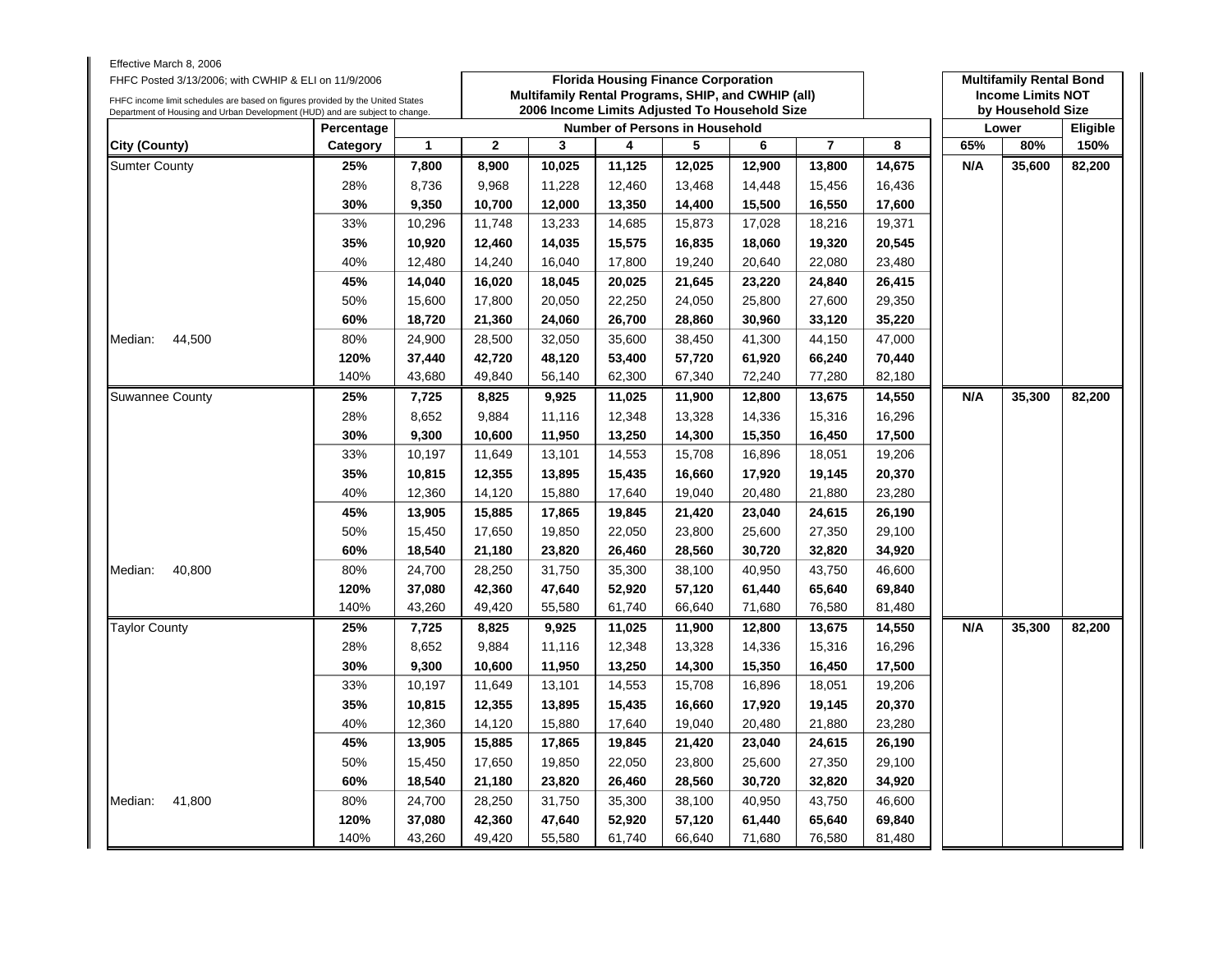Effective March 8, 2006

FHFC Posted 3/13/2006; with CWHIP & ELI on 11/9/2006

FHFC income limit schedules are based on figures provided by the United States Department of Housing and Urban Development (HUD) and are subject to change.

| | | Florida Housing Finance Corporation Multifamily Rental Programs, SHIP, and CWHIP (all) 2006 Income Limits Adjusted To Household Size | | | | | | | | Multifamily Rental Bond Income Limits NOT by Household Size | | |
|---|---|---|---|---|---|---|---|---|---|---|---|---|
| | Percentage | Number of Persons in Household | | | | | | | | Lower | | Eligible |
| **City (County)** | **Category** | **1** | **2** | **3** | **4** | **5** | **6** | **7** | **8** | **65%** | **80%** | **150%** |
| Sumter County | **25%** | **7,800** | **8,900** | **10,025** | **11,125** | **12,025** | **12,900** | **13,800** | **14,675** | **N/A** | **35,600** | **82,200** |
| | 28% | 8,736 | 9,968 | 11,228 | 12,460 | 13,468 | 14,448 | 15,456 | 16,436 | | | |
| | **30%** | **9,350** | **10,700** | **12,000** | **13,350** | **14,400** | **15,500** | **16,550** | **17,600** | | | |
| | 33% | 10,296 | 11,748 | 13,233 | 14,685 | 15,873 | 17,028 | 18,216 | 19,371 | | | |
| | **35%** | **10,920** | **12,460** | **14,035** | **15,575** | **16,835** | **18,060** | **19,320** | **20,545** | | | |
| | 40% | 12,480 | 14,240 | 16,040 | 17,800 | 19,240 | 20,640 | 22,080 | 23,480 | | | |
| | **45%** | **14,040** | **16,020** | **18,045** | **20,025** | **21,645** | **23,220** | **24,840** | **26,415** | | | |
| | 50% | 15,600 | 17,800 | 20,050 | 22,250 | 24,050 | 25,800 | 27,600 | 29,350 | | | |
| | **60%** | **18,720** | **21,360** | **24,060** | **26,700** | **28,860** | **30,960** | **33,120** | **35,220** | | | |
| Median: 44,500 | 80% | 24,900 | 28,500 | 32,050 | 35,600 | 38,450 | 41,300 | 44,150 | 47,000 | | | |
| | **120%** | **37,440** | **42,720** | **48,120** | **53,400** | **57,720** | **61,920** | **66,240** | **70,440** | | | |
| | 140% | 43,680 | 49,840 | 56,140 | 62,300 | 67,340 | 72,240 | 77,280 | 82,180 | | | |
| Suwannee County | **25%** | **7,725** | **8,825** | **9,925** | **11,025** | **11,900** | **12,800** | **13,675** | **14,550** | **N/A** | **35,300** | **82,200** |
| | 28% | 8,652 | 9,884 | 11,116 | 12,348 | 13,328 | 14,336 | 15,316 | 16,296 | | | |
| | **30%** | **9,300** | **10,600** | **11,950** | **13,250** | **14,300** | **15,350** | **16,450** | **17,500** | | | |
| | 33% | 10,197 | 11,649 | 13,101 | 14,553 | 15,708 | 16,896 | 18,051 | 19,206 | | | |
| | **35%** | **10,815** | **12,355** | **13,895** | **15,435** | **16,660** | **17,920** | **19,145** | **20,370** | | | |
| | 40% | 12,360 | 14,120 | 15,880 | 17,640 | 19,040 | 20,480 | 21,880 | 23,280 | | | |
| | **45%** | **13,905** | **15,885** | **17,865** | **19,845** | **21,420** | **23,040** | **24,615** | **26,190** | | | |
| | 50% | 15,450 | 17,650 | 19,850 | 22,050 | 23,800 | 25,600 | 27,350 | 29,100 | | | |
| | **60%** | **18,540** | **21,180** | **23,820** | **26,460** | **28,560** | **30,720** | **32,820** | **34,920** | | | |
| Median: 40,800 | 80% | 24,700 | 28,250 | 31,750 | 35,300 | 38,100 | 40,950 | 43,750 | 46,600 | | | |
| | **120%** | **37,080** | **42,360** | **47,640** | **52,920** | **57,120** | **61,440** | **65,640** | **69,840** | | | |
| | 140% | 43,260 | 49,420 | 55,580 | 61,740 | 66,640 | 71,680 | 76,580 | 81,480 | | | |
| Taylor County | **25%** | **7,725** | **8,825** | **9,925** | **11,025** | **11,900** | **12,800** | **13,675** | **14,550** | **N/A** | **35,300** | **82,200** |
| | 28% | 8,652 | 9,884 | 11,116 | 12,348 | 13,328 | 14,336 | 15,316 | 16,296 | | | |
| | **30%** | **9,300** | **10,600** | **11,950** | **13,250** | **14,300** | **15,350** | **16,450** | **17,500** | | | |
| | 33% | 10,197 | 11,649 | 13,101 | 14,553 | 15,708 | 16,896 | 18,051 | 19,206 | | | |
| | **35%** | **10,815** | **12,355** | **13,895** | **15,435** | **16,660** | **17,920** | **19,145** | **20,370** | | | |
| | 40% | 12,360 | 14,120 | 15,880 | 17,640 | 19,040 | 20,480 | 21,880 | 23,280 | | | |
| | **45%** | **13,905** | **15,885** | **17,865** | **19,845** | **21,420** | **23,040** | **24,615** | **26,190** | | | |
| | 50% | 15,450 | 17,650 | 19,850 | 22,050 | 23,800 | 25,600 | 27,350 | 29,100 | | | |
| | **60%** | **18,540** | **21,180** | **23,820** | **26,460** | **28,560** | **30,720** | **32,820** | **34,920** | | | |
| Median: 41,800 | 80% | 24,700 | 28,250 | 31,750 | 35,300 | 38,100 | 40,950 | 43,750 | 46,600 | | | |
| | **120%** | **37,080** | **42,360** | **47,640** | **52,920** | **57,120** | **61,440** | **65,640** | **69,840** | | | |
| | 140% | 43,260 | 49,420 | 55,580 | 61,740 | 66,640 | 71,680 | 76,580 | 81,480 | | | |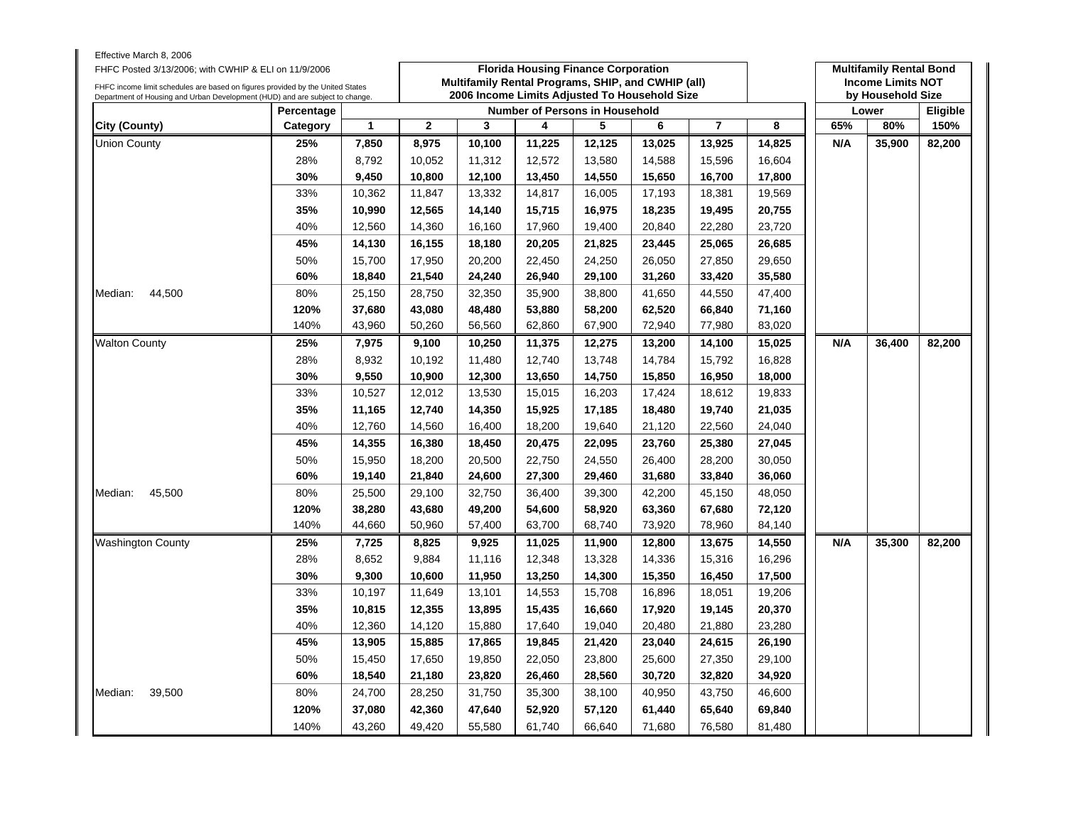Effective March 8, 2006

FHFC Posted 3/13/2006; with CWHIP & ELI on 11/9/2006

FHFC income limit schedules are based on figures provided by the United States Department of Housing and Urban Development (HUD) and are subject to change.

| | | Florida Housing Finance Corporation Multifamily Rental Programs, SHIP, and CWHIP (all) 2006 Income Limits Adjusted To Household Size | | | | | | | | Multifamily Rental Bond Income Limits NOT by Household Size | | |
|---|---|---|---|---|---|---|---|---|---|---|---|---|
| | Percentage | Number of Persons in Household | | | | | | | | Lower | | Eligible |
| City (County) | Category | 1 | 2 | 3 | 4 | 5 | 6 | 7 | 8 | 65% | 80% | 150% |
| Union County | **25%** | **7,850** | **8,975** | **10,100** | **11,225** | **12,125** | **13,025** | **13,925** | **14,825** | **N/A** | **35,900** | **82,200** |
| | 28% | 8,792 | 10,052 | 11,312 | 12,572 | 13,580 | 14,588 | 15,596 | 16,604 | | | |
| | **30%** | **9,450** | **10,800** | **12,100** | **13,450** | **14,550** | **15,650** | **16,700** | **17,800** | | | |
| | 33% | 10,362 | 11,847 | 13,332 | 14,817 | 16,005 | 17,193 | 18,381 | 19,569 | | | |
| | **35%** | **10,990** | **12,565** | **14,140** | **15,715** | **16,975** | **18,235** | **19,495** | **20,755** | | | |
| | 40% | 12,560 | 14,360 | 16,160 | 17,960 | 19,400 | 20,840 | 22,280 | 23,720 | | | |
| | **45%** | **14,130** | **16,155** | **18,180** | **20,205** | **21,825** | **23,445** | **25,065** | **26,685** | | | |
| | 50% | 15,700 | 17,950 | 20,200 | 22,450 | 24,250 | 26,050 | 27,850 | 29,650 | | | |
| | **60%** | **18,840** | **21,540** | **24,240** | **26,940** | **29,100** | **31,260** | **33,420** | **35,580** | | | |
| Median: 44,500 | 80% | 25,150 | 28,750 | 32,350 | 35,900 | 38,800 | 41,650 | 44,550 | 47,400 | | | |
| | **120%** | **37,680** | **43,080** | **48,480** | **53,880** | **58,200** | **62,520** | **66,840** | **71,160** | | | |
| | 140% | 43,960 | 50,260 | 56,560 | 62,860 | 67,900 | 72,940 | 77,980 | 83,020 | | | |
| Walton County | **25%** | **7,975** | **9,100** | **10,250** | **11,375** | **12,275** | **13,200** | **14,100** | **15,025** | **N/A** | **36,400** | **82,200** |
| | 28% | 8,932 | 10,192 | 11,480 | 12,740 | 13,748 | 14,784 | 15,792 | 16,828 | | | |
| | **30%** | **9,550** | **10,900** | **12,300** | **13,650** | **14,750** | **15,850** | **16,950** | **18,000** | | | |
| | 33% | 10,527 | 12,012 | 13,530 | 15,015 | 16,203 | 17,424 | 18,612 | 19,833 | | | |
| | **35%** | **11,165** | **12,740** | **14,350** | **15,925** | **17,185** | **18,480** | **19,740** | **21,035** | | | |
| | 40% | 12,760 | 14,560 | 16,400 | 18,200 | 19,640 | 21,120 | 22,560 | 24,040 | | | |
| | **45%** | **14,355** | **16,380** | **18,450** | **20,475** | **22,095** | **23,760** | **25,380** | **27,045** | | | |
| | 50% | 15,950 | 18,200 | 20,500 | 22,750 | 24,550 | 26,400 | 28,200 | 30,050 | | | |
| | **60%** | **19,140** | **21,840** | **24,600** | **27,300** | **29,460** | **31,680** | **33,840** | **36,060** | | | |
| Median: 45,500 | 80% | 25,500 | 29,100 | 32,750 | 36,400 | 39,300 | 42,200 | 45,150 | 48,050 | | | |
| | **120%** | **38,280** | **43,680** | **49,200** | **54,600** | **58,920** | **63,360** | **67,680** | **72,120** | | | |
| | 140% | 44,660 | 50,960 | 57,400 | 63,700 | 68,740 | 73,920 | 78,960 | 84,140 | | | |
| Washington County | **25%** | **7,725** | **8,825** | **9,925** | **11,025** | **11,900** | **12,800** | **13,675** | **14,550** | **N/A** | **35,300** | **82,200** |
| | 28% | 8,652 | 9,884 | 11,116 | 12,348 | 13,328 | 14,336 | 15,316 | 16,296 | | | |
| | **30%** | **9,300** | **10,600** | **11,950** | **13,250** | **14,300** | **15,350** | **16,450** | **17,500** | | | |
| | 33% | 10,197 | 11,649 | 13,101 | 14,553 | 15,708 | 16,896 | 18,051 | 19,206 | | | |
| | **35%** | **10,815** | **12,355** | **13,895** | **15,435** | **16,660** | **17,920** | **19,145** | **20,370** | | | |
| | 40% | 12,360 | 14,120 | 15,880 | 17,640 | 19,040 | 20,480 | 21,880 | 23,280 | | | |
| | **45%** | **13,905** | **15,885** | **17,865** | **19,845** | **21,420** | **23,040** | **24,615** | **26,190** | | | |
| | 50% | 15,450 | 17,650 | 19,850 | 22,050 | 23,800 | 25,600 | 27,350 | 29,100 | | | |
| | **60%** | **18,540** | **21,180** | **23,820** | **26,460** | **28,560** | **30,720** | **32,820** | **34,920** | | | |
| Median: 39,500 | 80% | 24,700 | 28,250 | 31,750 | 35,300 | 38,100 | 40,950 | 43,750 | 46,600 | | | |
| | **120%** | **37,080** | **42,360** | **47,640** | **52,920** | **57,120** | **61,440** | **65,640** | **69,840** | | | |
| | 140% | 43,260 | 49,420 | 55,580 | 61,740 | 66,640 | 71,680 | 76,580 | 81,480 | | | |